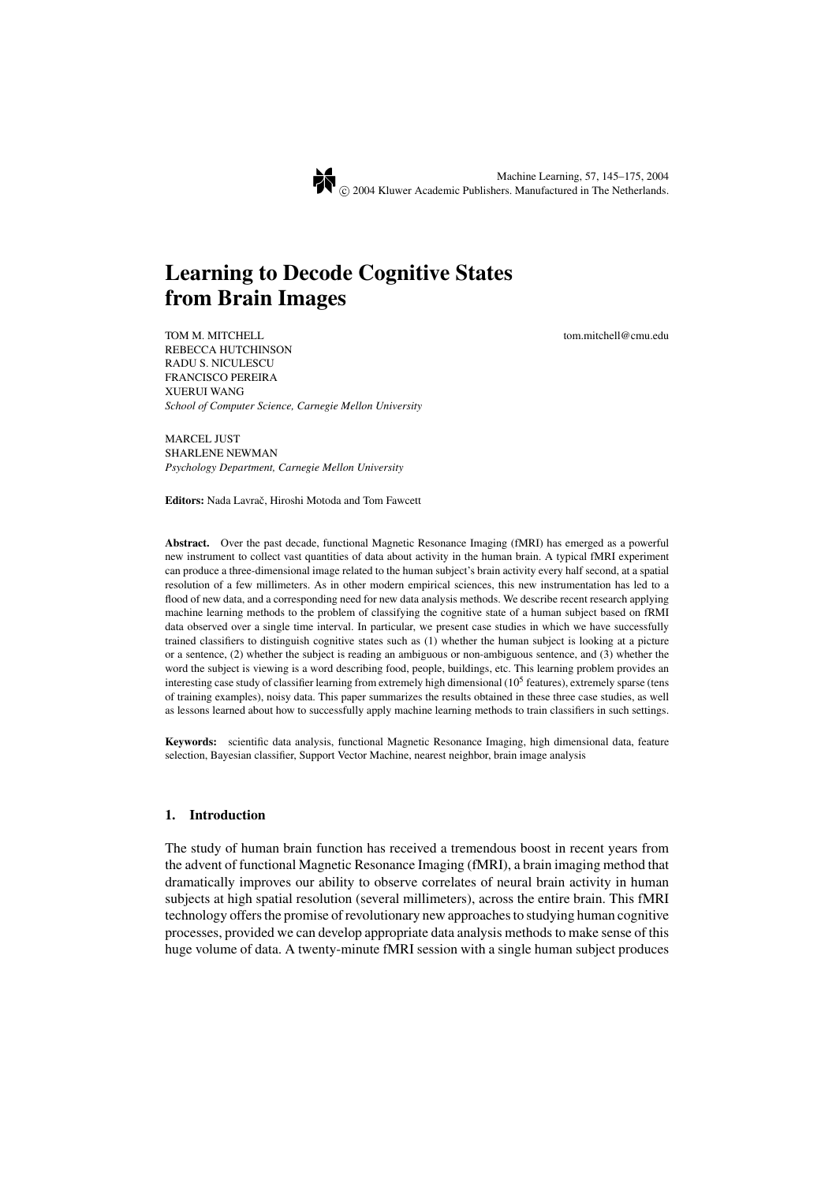# Learning to Decode Cognitive States from Brain Images

TOM M. MITCHELL tom.mitchell@cmu.edu
REBECCA HUTCHINSON
RADU S. NICULESCU
FRANCISCO PEREIRA
XUERUI WANG
*School of Computer Science, Carnegie Mellon University*

MARCEL JUST
SHARLENE NEWMAN
*Psychology Department, Carnegie Mellon University*

**Editors:** Nada Lavrač, Hiroshi Motoda and Tom Fawcett

**Abstract.** Over the past decade, functional Magnetic Resonance Imaging (fMRI) has emerged as a powerful new instrument to collect vast quantities of data about activity in the human brain. A typical fMRI experiment can produce a three-dimensional image related to the human subject's brain activity every half second, at a spatial resolution of a few millimeters. As in other modern empirical sciences, this new instrumentation has led to a flood of new data, and a corresponding need for new data analysis methods. We describe recent research applying machine learning methods to the problem of classifying the cognitive state of a human subject based on fRMI data observed over a single time interval. In particular, we present case studies in which we have successfully trained classifiers to distinguish cognitive states such as (1) whether the human subject is looking at a picture or a sentence, (2) whether the subject is reading an ambiguous or non-ambiguous sentence, and (3) whether the word the subject is viewing is a word describing food, people, buildings, etc. This learning problem provides an interesting case study of classifier learning from extremely high dimensional ($10^5$ features), extremely sparse (tens of training examples), noisy data. This paper summarizes the results obtained in these three case studies, as well as lessons learned about how to successfully apply machine learning methods to train classifiers in such settings.

**Keywords:** scientific data analysis, functional Magnetic Resonance Imaging, high dimensional data, feature selection, Bayesian classifier, Support Vector Machine, nearest neighbor, brain image analysis

## 1. Introduction

The study of human brain function has received a tremendous boost in recent years from the advent of functional Magnetic Resonance Imaging (fMRI), a brain imaging method that dramatically improves our ability to observe correlates of neural brain activity in human subjects at high spatial resolution (several millimeters), across the entire brain. This fMRI technology offers the promise of revolutionary new approaches to studying human cognitive processes, provided we can develop appropriate data analysis methods to make sense of this huge volume of data. A twenty-minute fMRI session with a single human subject produces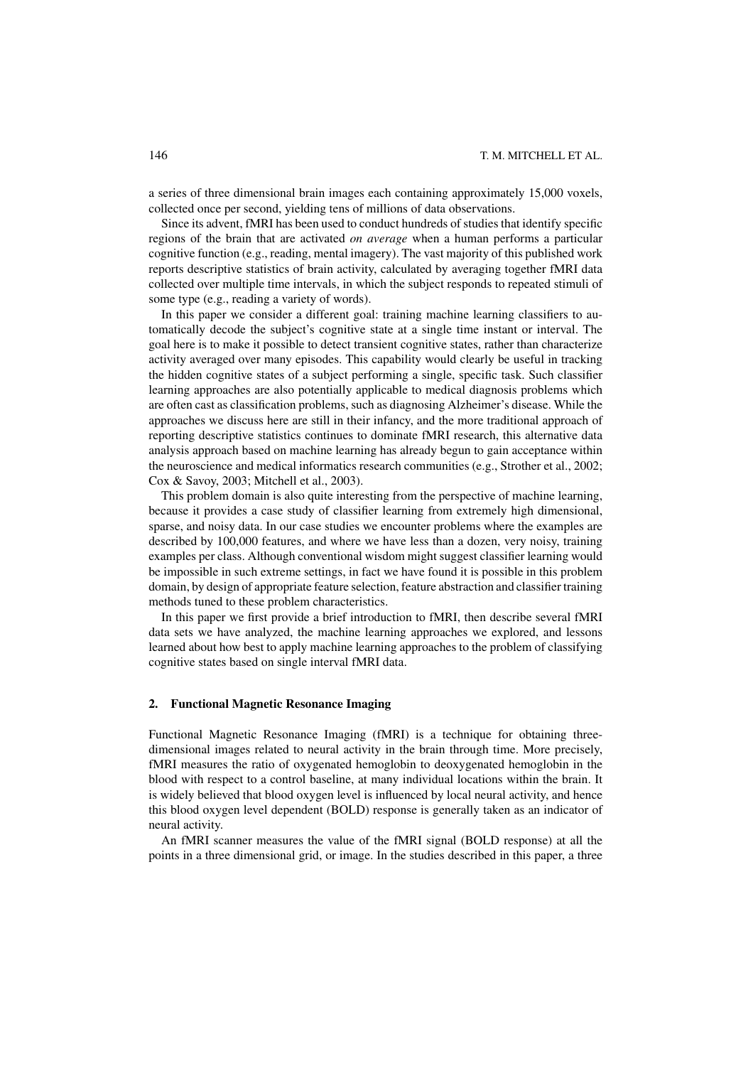a series of three dimensional brain images each containing approximately 15,000 voxels, collected once per second, yielding tens of millions of data observations.

Since its advent, fMRI has been used to conduct hundreds of studies that identify specific regions of the brain that are activated *on average* when a human performs a particular cognitive function (e.g., reading, mental imagery). The vast majority of this published work reports descriptive statistics of brain activity, calculated by averaging together fMRI data collected over multiple time intervals, in which the subject responds to repeated stimuli of some type (e.g., reading a variety of words).

In this paper we consider a different goal: training machine learning classifiers to automatically decode the subject's cognitive state at a single time instant or interval. The goal here is to make it possible to detect transient cognitive states, rather than characterize activity averaged over many episodes. This capability would clearly be useful in tracking the hidden cognitive states of a subject performing a single, specific task. Such classifier learning approaches are also potentially applicable to medical diagnosis problems which are often cast as classification problems, such as diagnosing Alzheimer's disease. While the approaches we discuss here are still in their infancy, and the more traditional approach of reporting descriptive statistics continues to dominate fMRI research, this alternative data analysis approach based on machine learning has already begun to gain acceptance within the neuroscience and medical informatics research communities (e.g., Strother et al., 2002; Cox & Savoy, 2003; Mitchell et al., 2003).

This problem domain is also quite interesting from the perspective of machine learning, because it provides a case study of classifier learning from extremely high dimensional, sparse, and noisy data. In our case studies we encounter problems where the examples are described by 100,000 features, and where we have less than a dozen, very noisy, training examples per class. Although conventional wisdom might suggest classifier learning would be impossible in such extreme settings, in fact we have found it is possible in this problem domain, by design of appropriate feature selection, feature abstraction and classifier training methods tuned to these problem characteristics.

In this paper we first provide a brief introduction to fMRI, then describe several fMRI data sets we have analyzed, the machine learning approaches we explored, and lessons learned about how best to apply machine learning approaches to the problem of classifying cognitive states based on single interval fMRI data.

## 2. Functional Magnetic Resonance Imaging

Functional Magnetic Resonance Imaging (fMRI) is a technique for obtaining three-dimensional images related to neural activity in the brain through time. More precisely, fMRI measures the ratio of oxygenated hemoglobin to deoxygenated hemoglobin in the blood with respect to a control baseline, at many individual locations within the brain. It is widely believed that blood oxygen level is influenced by local neural activity, and hence this blood oxygen level dependent (BOLD) response is generally taken as an indicator of neural activity.

An fMRI scanner measures the value of the fMRI signal (BOLD response) at all the points in a three dimensional grid, or image. In the studies described in this paper, a three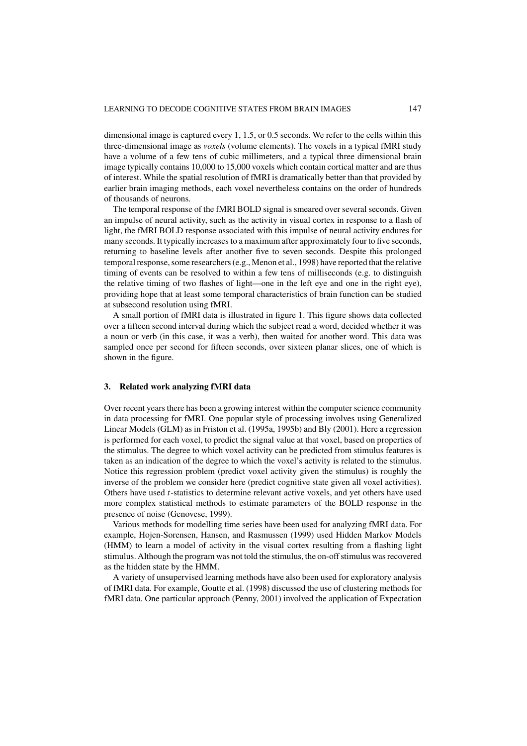dimensional image is captured every 1, 1.5, or 0.5 seconds. We refer to the cells within this three-dimensional image as *voxels* (volume elements). The voxels in a typical fMRI study have a volume of a few tens of cubic millimeters, and a typical three dimensional brain image typically contains 10,000 to 15,000 voxels which contain cortical matter and are thus of interest. While the spatial resolution of fMRI is dramatically better than that provided by earlier brain imaging methods, each voxel nevertheless contains on the order of hundreds of thousands of neurons.

The temporal response of the fMRI BOLD signal is smeared over several seconds. Given an impulse of neural activity, such as the activity in visual cortex in response to a flash of light, the fMRI BOLD response associated with this impulse of neural activity endures for many seconds. It typically increases to a maximum after approximately four to five seconds, returning to baseline levels after another five to seven seconds. Despite this prolonged temporal response, some researchers (e.g., Menon et al., 1998) have reported that the relative timing of events can be resolved to within a few tens of milliseconds (e.g. to distinguish the relative timing of two flashes of light—one in the left eye and one in the right eye), providing hope that at least some temporal characteristics of brain function can be studied at subsecond resolution using fMRI.

A small portion of fMRI data is illustrated in figure 1. This figure shows data collected over a fifteen second interval during which the subject read a word, decided whether it was a noun or verb (in this case, it was a verb), then waited for another word. This data was sampled once per second for fifteen seconds, over sixteen planar slices, one of which is shown in the figure.

## 3. Related work analyzing fMRI data

Over recent years there has been a growing interest within the computer science community in data processing for fMRI. One popular style of processing involves using Generalized Linear Models (GLM) as in Friston et al. (1995a, 1995b) and Bly (2001). Here a regression is performed for each voxel, to predict the signal value at that voxel, based on properties of the stimulus. The degree to which voxel activity can be predicted from stimulus features is taken as an indication of the degree to which the voxel's activity is related to the stimulus. Notice this regression problem (predict voxel activity given the stimulus) is roughly the inverse of the problem we consider here (predict cognitive state given all voxel activities). Others have used $t$-statistics to determine relevant active voxels, and yet others have used more complex statistical methods to estimate parameters of the BOLD response in the presence of noise (Genovese, 1999).

Various methods for modelling time series have been used for analyzing fMRI data. For example, Hojen-Sorensen, Hansen, and Rasmussen (1999) used Hidden Markov Models (HMM) to learn a model of activity in the visual cortex resulting from a flashing light stimulus. Although the program was not told the stimulus, the on-off stimulus was recovered as the hidden state by the HMM.

A variety of unsupervised learning methods have also been used for exploratory analysis of fMRI data. For example, Goutte et al. (1998) discussed the use of clustering methods for fMRI data. One particular approach (Penny, 2001) involved the application of Expectation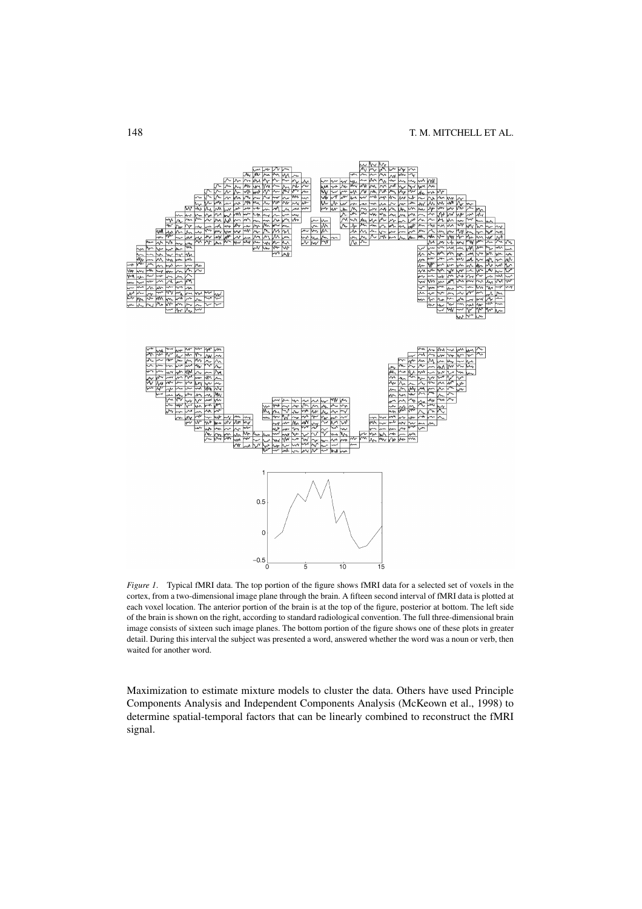*Figure 1*. Typical fMRI data. The top portion of the figure shows fMRI data for a selected set of voxels in the cortex, from a two-dimensional image plane through the brain. A fifteen second interval of fMRI data is plotted at each voxel location. The anterior portion of the brain is at the top of the figure, posterior at bottom. The left side of the brain is shown on the right, according to standard radiological convention. The full three-dimensional brain image consists of sixteen such image planes. The bottom portion of the figure shows one of these plots in greater detail. During this interval the subject was presented a word, answered whether the word was a noun or verb, then waited for another word.

Maximization to estimate mixture models to cluster the data. Others have used Principle Components Analysis and Independent Components Analysis (McKeown et al., 1998) to determine spatial-temporal factors that can be linearly combined to reconstruct the fMRI signal.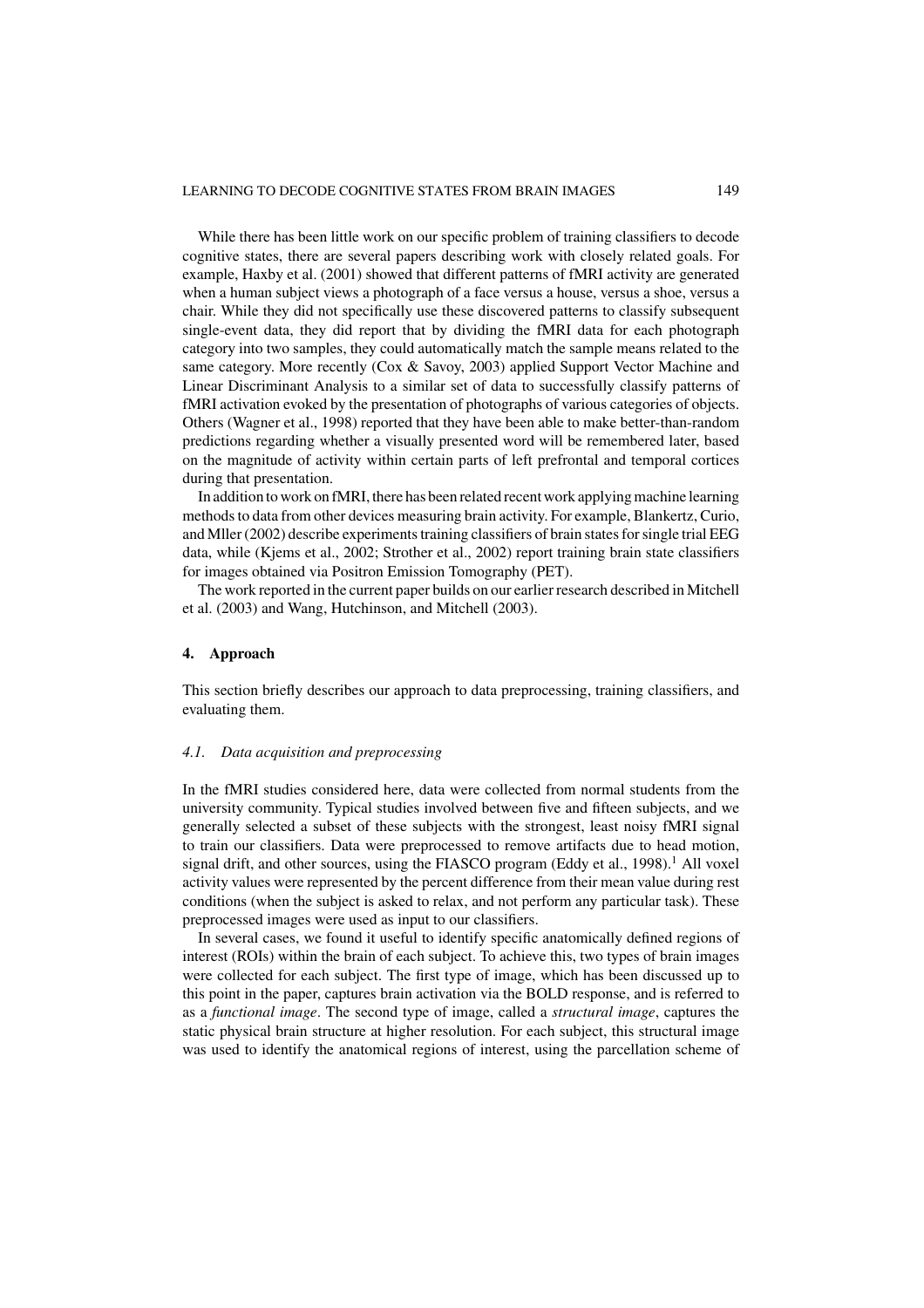While there has been little work on our specific problem of training classifiers to decode cognitive states, there are several papers describing work with closely related goals. For example, Haxby et al. (2001) showed that different patterns of fMRI activity are generated when a human subject views a photograph of a face versus a house, versus a shoe, versus a chair. While they did not specifically use these discovered patterns to classify subsequent single-event data, they did report that by dividing the fMRI data for each photograph category into two samples, they could automatically match the sample means related to the same category. More recently (Cox & Savoy, 2003) applied Support Vector Machine and Linear Discriminant Analysis to a similar set of data to successfully classify patterns of fMRI activation evoked by the presentation of photographs of various categories of objects. Others (Wagner et al., 1998) reported that they have been able to make better-than-random predictions regarding whether a visually presented word will be remembered later, based on the magnitude of activity within certain parts of left prefrontal and temporal cortices during that presentation.

In addition to work on fMRI, there has been related recent work applying machine learning methods to data from other devices measuring brain activity. For example, Blankertz, Curio, and Mller (2002) describe experiments training classifiers of brain states for single trial EEG data, while (Kjems et al., 2002; Strother et al., 2002) report training brain state classifiers for images obtained via Positron Emission Tomography (PET).

The work reported in the current paper builds on our earlier research described in Mitchell et al. (2003) and Wang, Hutchinson, and Mitchell (2003).

## 4. Approach

This section briefly describes our approach to data preprocessing, training classifiers, and evaluating them.

### *4.1. Data acquisition and preprocessing*

In the fMRI studies considered here, data were collected from normal students from the university community. Typical studies involved between five and fifteen subjects, and we generally selected a subset of these subjects with the strongest, least noisy fMRI signal to train our classifiers. Data were preprocessed to remove artifacts due to head motion, signal drift, and other sources, using the FIASCO program (Eddy et al., 1998).[1] All voxel activity values were represented by the percent difference from their mean value during rest conditions (when the subject is asked to relax, and not perform any particular task). These preprocessed images were used as input to our classifiers.

In several cases, we found it useful to identify specific anatomically defined regions of interest (ROIs) within the brain of each subject. To achieve this, two types of brain images were collected for each subject. The first type of image, which has been discussed up to this point in the paper, captures brain activation via the BOLD response, and is referred to as a *functional image*. The second type of image, called a *structural image*, captures the static physical brain structure at higher resolution. For each subject, this structural image was used to identify the anatomical regions of interest, using the parcellation scheme of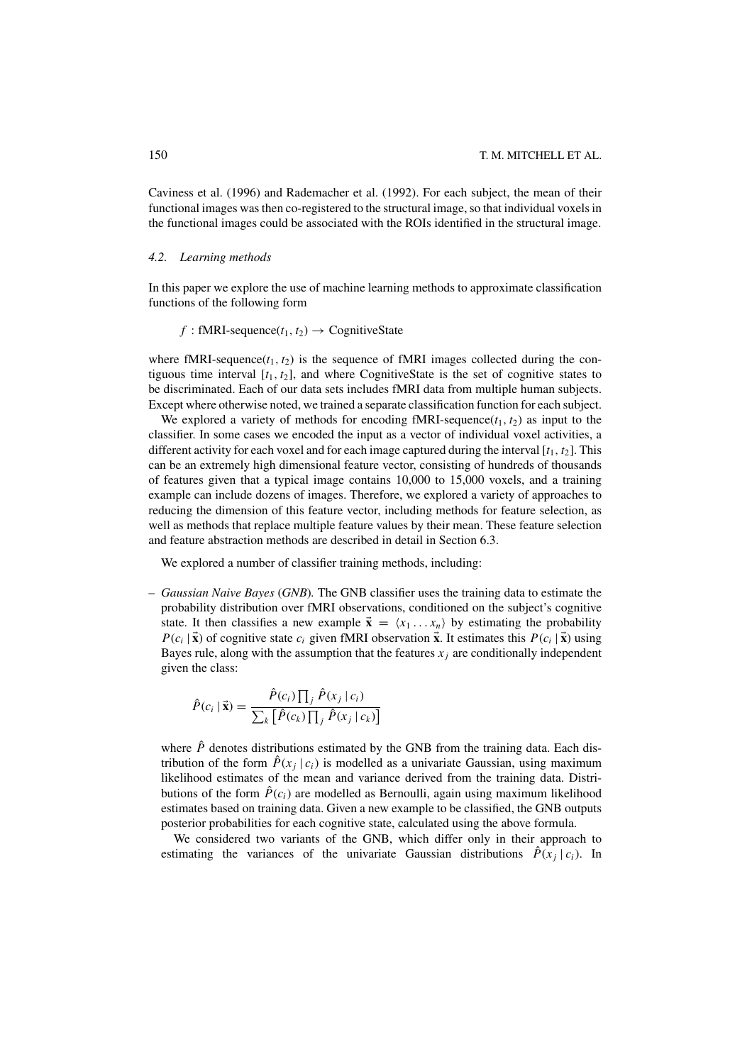Caviness et al. (1996) and Rademacher et al. (1992). For each subject, the mean of their functional images was then co-registered to the structural image, so that individual voxels in the functional images could be associated with the ROIs identified in the structural image.

### 4.2. *Learning methods*

In this paper we explore the use of machine learning methods to approximate classification functions of the following form

$$f : \text{fMRI-sequence}(t_1, t_2) \rightarrow \text{CognitiveState}$$

where fMRI-sequence$(t_1, t_2)$ is the sequence of fMRI images collected during the contiguous time interval $[t_1, t_2]$, and where CognitiveState is the set of cognitive states to be discriminated. Each of our data sets includes fMRI data from multiple human subjects. Except where otherwise noted, we trained a separate classification function for each subject.

We explored a variety of methods for encoding fMRI-sequence$(t_1, t_2)$ as input to the classifier. In some cases we encoded the input as a vector of individual voxel activities, a different activity for each voxel and for each image captured during the interval $[t_1, t_2]$. This can be an extremely high dimensional feature vector, consisting of hundreds of thousands of features given that a typical image contains 10,000 to 15,000 voxels, and a training example can include dozens of images. Therefore, we explored a variety of approaches to reducing the dimension of this feature vector, including methods for feature selection, as well as methods that replace multiple feature values by their mean. These feature selection and feature abstraction methods are described in detail in Section 6.3.

We explored a number of classifier training methods, including:

– *Gaussian Naive Bayes* (*GNB*). The GNB classifier uses the training data to estimate the probability distribution over fMRI observations, conditioned on the subject's cognitive state. It then classifies a new example $\vec{\mathbf{x}} = \langle x_1 \ldots x_n \rangle$ by estimating the probability $P(c_i \mid \vec{\mathbf{x}})$ of cognitive state $c_i$ given fMRI observation $\vec{\mathbf{x}}$. It estimates this $P(c_i \mid \vec{\mathbf{x}})$ using Bayes rule, along with the assumption that the features $x_j$ are conditionally independent given the class:

$$\hat{P}(c_i \mid \vec{\mathbf{x}}) = \frac{\hat{P}(c_i) \prod_j \hat{P}(x_j \mid c_i)}{\sum_k \left[ \hat{P}(c_k) \prod_j \hat{P}(x_j \mid c_k) \right]}$$

where $\hat{P}$ denotes distributions estimated by the GNB from the training data. Each distribution of the form $\hat{P}(x_j \mid c_i)$ is modelled as a univariate Gaussian, using maximum likelihood estimates of the mean and variance derived from the training data. Distributions of the form $\hat{P}(c_i)$ are modelled as Bernoulli, again using maximum likelihood estimates based on training data. Given a new example to be classified, the GNB outputs posterior probabilities for each cognitive state, calculated using the above formula.

We considered two variants of the GNB, which differ only in their approach to estimating the variances of the univariate Gaussian distributions $\hat{P}(x_j \mid c_i)$. In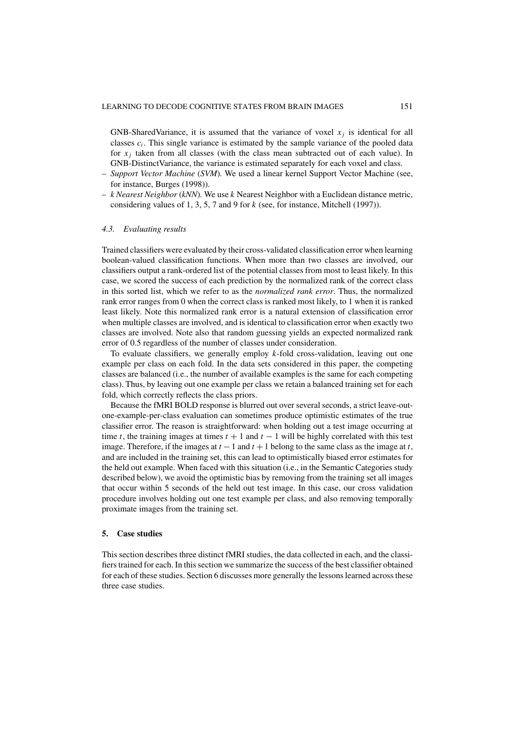GNB-SharedVariance, it is assumed that the variance of voxel $x_j$ is identical for all classes $c_i$. This single variance is estimated by the sample variance of the pooled data for $x_j$ taken from all classes (with the class mean subtracted out of each value). In GNB-DistinctVariance, the variance is estimated separately for each voxel and class.

- *Support Vector Machine* (*SVM*). We used a linear kernel Support Vector Machine (see, for instance, Burges (1998)).
- *k Nearest Neighbor* (*kNN*). We use $k$ Nearest Neighbor with a Euclidean distance metric, considering values of 1, 3, 5, 7 and 9 for $k$ (see, for instance, Mitchell (1997)).

### 4.3. Evaluating results

Trained classifiers were evaluated by their cross-validated classification error when learning boolean-valued classification functions. When more than two classes are involved, our classifiers output a rank-ordered list of the potential classes from most to least likely. In this case, we scored the success of each prediction by the normalized rank of the correct class in this sorted list, which we refer to as the *normalized rank error*. Thus, the normalized rank error ranges from 0 when the correct class is ranked most likely, to 1 when it is ranked least likely. Note this normalized rank error is a natural extension of classification error when multiple classes are involved, and is identical to classification error when exactly two classes are involved. Note also that random guessing yields an expected normalized rank error of 0.5 regardless of the number of classes under consideration.

To evaluate classifiers, we generally employ $k$-fold cross-validation, leaving out one example per class on each fold. In the data sets considered in this paper, the competing classes are balanced (i.e., the number of available examples is the same for each competing class). Thus, by leaving out one example per class we retain a balanced training set for each fold, which correctly reflects the class priors.

Because the fMRI BOLD response is blurred out over several seconds, a strict leave-out-one-example-per-class evaluation can sometimes produce optimistic estimates of the true classifier error. The reason is straightforward: when holding out a test image occurring at time $t$, the training images at times $t + 1$ and $t - 1$ will be highly correlated with this test image. Therefore, if the images at $t - 1$ and $t + 1$ belong to the same class as the image at $t$, and are included in the training set, this can lead to optimistically biased error estimates for the held out example. When faced with this situation (i.e., in the Semantic Categories study described below), we avoid the optimistic bias by removing from the training set all images that occur within 5 seconds of the held out test image. In this case, our cross validation procedure involves holding out one test example per class, and also removing temporally proximate images from the training set.

## 5. Case studies

This section describes three distinct fMRI studies, the data collected in each, and the classifiers trained for each. In this section we summarize the success of the best classifier obtained for each of these studies. Section 6 discusses more generally the lessons learned across these three case studies.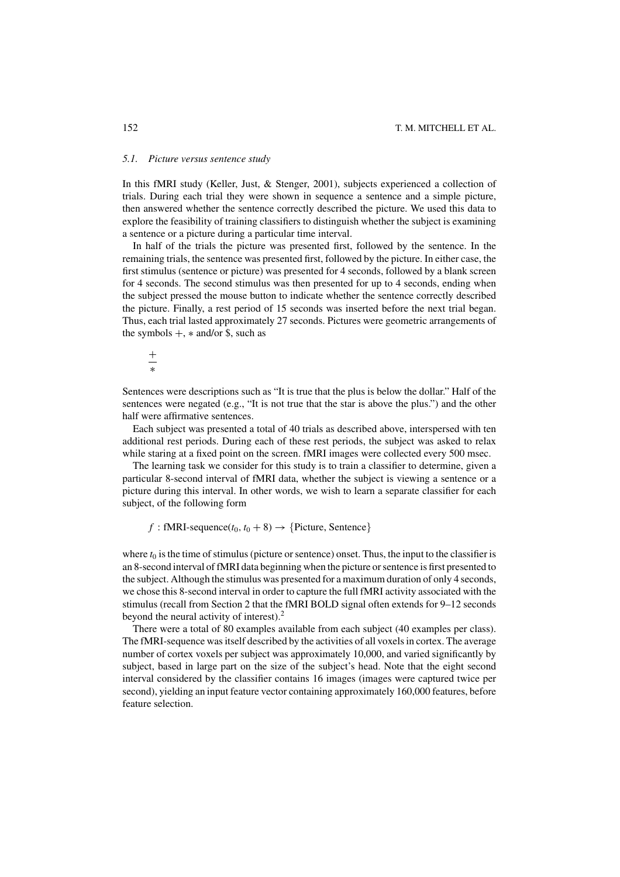### *5.1. Picture versus sentence study*

In this fMRI study (Keller, Just, & Stenger, 2001), subjects experienced a collection of trials. During each trial they were shown in sequence a sentence and a simple picture, then answered whether the sentence correctly described the picture. We used this data to explore the feasibility of training classifiers to distinguish whether the subject is examining a sentence or a picture during a particular time interval.

In half of the trials the picture was presented first, followed by the sentence. In the remaining trials, the sentence was presented first, followed by the picture. In either case, the first stimulus (sentence or picture) was presented for 4 seconds, followed by a blank screen for 4 seconds. The second stimulus was then presented for up to 4 seconds, ending when the subject pressed the mouse button to indicate whether the sentence correctly described the picture. Finally, a rest period of 15 seconds was inserted before the next trial began. Thus, each trial lasted approximately 27 seconds. Pictures were geometric arrangements of the symbols $+$, $*$ and/or \$, such as

$$\frac{+}{*}$$

Sentences were descriptions such as "It is true that the plus is below the dollar." Half of the sentences were negated (e.g., "It is not true that the star is above the plus.") and the other half were affirmative sentences.

Each subject was presented a total of 40 trials as described above, interspersed with ten additional rest periods. During each of these rest periods, the subject was asked to relax while staring at a fixed point on the screen. fMRI images were collected every 500 msec.

The learning task we consider for this study is to train a classifier to determine, given a particular 8-second interval of fMRI data, whether the subject is viewing a sentence or a picture during this interval. In other words, we wish to learn a separate classifier for each subject, of the following form

$$f : \text{fMRI-sequence}(t_0, t_0 + 8) \rightarrow \{\text{Picture, Sentence}\}$$

where $t_0$ is the time of stimulus (picture or sentence) onset. Thus, the input to the classifier is an 8-second interval of fMRI data beginning when the picture or sentence is first presented to the subject. Although the stimulus was presented for a maximum duration of only 4 seconds, we chose this 8-second interval in order to capture the full fMRI activity associated with the stimulus (recall from Section 2 that the fMRI BOLD signal often extends for 9–12 seconds beyond the neural activity of interest).[2]

There were a total of 80 examples available from each subject (40 examples per class). The fMRI-sequence was itself described by the activities of all voxels in cortex. The average number of cortex voxels per subject was approximately 10,000, and varied significantly by subject, based in large part on the size of the subject's head. Note that the eight second interval considered by the classifier contains 16 images (images were captured twice per second), yielding an input feature vector containing approximately 160,000 features, before feature selection.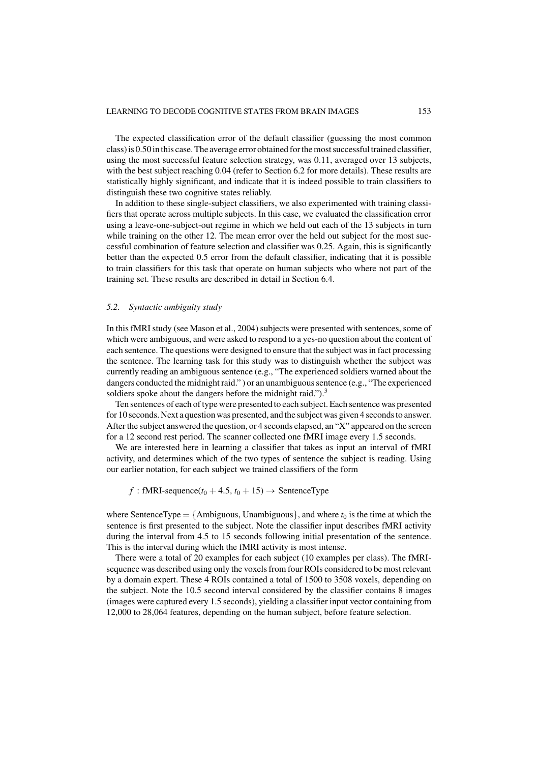The expected classification error of the default classifier (guessing the most common class) is 0.50 in this case. The average error obtained for the most successful trained classifier, using the most successful feature selection strategy, was 0.11, averaged over 13 subjects, with the best subject reaching 0.04 (refer to Section 6.2 for more details). These results are statistically highly significant, and indicate that it is indeed possible to train classifiers to distinguish these two cognitive states reliably.

In addition to these single-subject classifiers, we also experimented with training classifiers that operate across multiple subjects. In this case, we evaluated the classification error using a leave-one-subject-out regime in which we held out each of the 13 subjects in turn while training on the other 12. The mean error over the held out subject for the most successful combination of feature selection and classifier was 0.25. Again, this is significantly better than the expected 0.5 error from the default classifier, indicating that it is possible to train classifiers for this task that operate on human subjects who where not part of the training set. These results are described in detail in Section 6.4.

### 5.2. *Syntactic ambiguity study*

In this fMRI study (see Mason et al., 2004) subjects were presented with sentences, some of which were ambiguous, and were asked to respond to a yes-no question about the content of each sentence. The questions were designed to ensure that the subject was in fact processing the sentence. The learning task for this study was to distinguish whether the subject was currently reading an ambiguous sentence (e.g., "The experienced soldiers warned about the dangers conducted the midnight raid.") or an unambiguous sentence (e.g., "The experienced soldiers spoke about the dangers before the midnight raid.").[3]

Ten sentences of each of type were presented to each subject. Each sentence was presented for 10 seconds. Next a question was presented, and the subject was given 4 seconds to answer. After the subject answered the question, or 4 seconds elapsed, an "X" appeared on the screen for a 12 second rest period. The scanner collected one fMRI image every 1.5 seconds.

We are interested here in learning a classifier that takes as input an interval of fMRI activity, and determines which of the two types of sentence the subject is reading. Using our earlier notation, for each subject we trained classifiers of the form

$$f : \text{fMRI-sequence}(t_0 + 4.5, t_0 + 15) \rightarrow \text{SentenceType}$$

where SentenceType = {Ambiguous, Unambiguous}, and where $t_0$ is the time at which the sentence is first presented to the subject. Note the classifier input describes fMRI activity during the interval from 4.5 to 15 seconds following initial presentation of the sentence. This is the interval during which the fMRI activity is most intense.

There were a total of 20 examples for each subject (10 examples per class). The fMRI-sequence was described using only the voxels from four ROIs considered to be most relevant by a domain expert. These 4 ROIs contained a total of 1500 to 3508 voxels, depending on the subject. Note the 10.5 second interval considered by the classifier contains 8 images (images were captured every 1.5 seconds), yielding a classifier input vector containing from 12,000 to 28,064 features, depending on the human subject, before feature selection.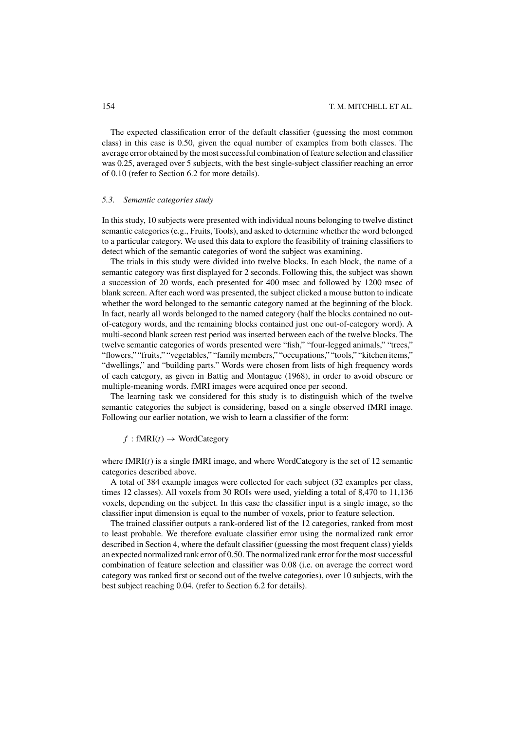The expected classification error of the default classifier (guessing the most common class) in this case is 0.50, given the equal number of examples from both classes. The average error obtained by the most successful combination of feature selection and classifier was 0.25, averaged over 5 subjects, with the best single-subject classifier reaching an error of 0.10 (refer to Section 6.2 for more details).

### *5.3. Semantic categories study*

In this study, 10 subjects were presented with individual nouns belonging to twelve distinct semantic categories (e.g., Fruits, Tools), and asked to determine whether the word belonged to a particular category. We used this data to explore the feasibility of training classifiers to detect which of the semantic categories of word the subject was examining.

The trials in this study were divided into twelve blocks. In each block, the name of a semantic category was first displayed for 2 seconds. Following this, the subject was shown a succession of 20 words, each presented for 400 msec and followed by 1200 msec of blank screen. After each word was presented, the subject clicked a mouse button to indicate whether the word belonged to the semantic category named at the beginning of the block. In fact, nearly all words belonged to the named category (half the blocks contained no out-of-category words, and the remaining blocks contained just one out-of-category word). A multi-second blank screen rest period was inserted between each of the twelve blocks. The twelve semantic categories of words presented were "fish," "four-legged animals," "trees," "flowers," "fruits," "vegetables," "family members," "occupations," "tools," "kitchen items," "dwellings," and "building parts." Words were chosen from lists of high frequency words of each category, as given in Battig and Montague (1968), in order to avoid obscure or multiple-meaning words. fMRI images were acquired once per second.

The learning task we considered for this study is to distinguish which of the twelve semantic categories the subject is considering, based on a single observed fMRI image. Following our earlier notation, we wish to learn a classifier of the form:

$$f : \text{fMRI}(t) \rightarrow \text{WordCategory}$$

where fMRI$(t)$ is a single fMRI image, and where WordCategory is the set of 12 semantic categories described above.

A total of 384 example images were collected for each subject (32 examples per class, times 12 classes). All voxels from 30 ROIs were used, yielding a total of 8,470 to 11,136 voxels, depending on the subject. In this case the classifier input is a single image, so the classifier input dimension is equal to the number of voxels, prior to feature selection.

The trained classifier outputs a rank-ordered list of the 12 categories, ranked from most to least probable. We therefore evaluate classifier error using the normalized rank error described in Section 4, where the default classifier (guessing the most frequent class) yields an expected normalized rank error of 0.50. The normalized rank error for the most successful combination of feature selection and classifier was 0.08 (i.e. on average the correct word category was ranked first or second out of the twelve categories), over 10 subjects, with the best subject reaching 0.04. (refer to Section 6.2 for details).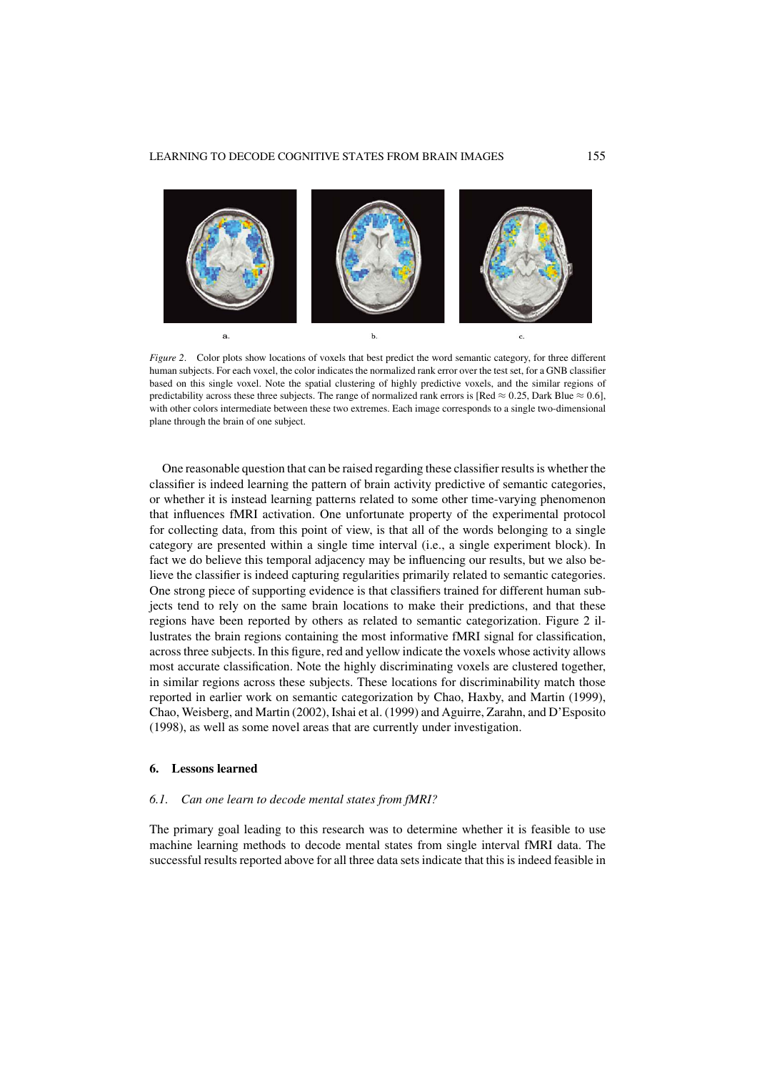a. b. c.

*Figure 2*. Color plots show locations of voxels that best predict the word semantic category, for three different human subjects. For each voxel, the color indicates the normalized rank error over the test set, for a GNB classifier based on this single voxel. Note the spatial clustering of highly predictive voxels, and the similar regions of predictability across these three subjects. The range of normalized rank errors is [Red $\approx 0.25$, Dark Blue $\approx 0.6$], with other colors intermediate between these two extremes. Each image corresponds to a single two-dimensional plane through the brain of one subject.

One reasonable question that can be raised regarding these classifier results is whether the classifier is indeed learning the pattern of brain activity predictive of semantic categories, or whether it is instead learning patterns related to some other time-varying phenomenon that influences fMRI activation. One unfortunate property of the experimental protocol for collecting data, from this point of view, is that all of the words belonging to a single category are presented within a single time interval (i.e., a single experiment block). In fact we do believe this temporal adjacency may be influencing our results, but we also believe the classifier is indeed capturing regularities primarily related to semantic categories. One strong piece of supporting evidence is that classifiers trained for different human subjects tend to rely on the same brain locations to make their predictions, and that these regions have been reported by others as related to semantic categorization. Figure 2 illustrates the brain regions containing the most informative fMRI signal for classification, across three subjects. In this figure, red and yellow indicate the voxels whose activity allows most accurate classification. Note the highly discriminating voxels are clustered together, in similar regions across these subjects. These locations for discriminability match those reported in earlier work on semantic categorization by Chao, Haxby, and Martin (1999), Chao, Weisberg, and Martin (2002), Ishai et al. (1999) and Aguirre, Zarahn, and D'Esposito (1998), as well as some novel areas that are currently under investigation.

## 6. Lessons learned

### *6.1. Can one learn to decode mental states from fMRI?*

The primary goal leading to this research was to determine whether it is feasible to use machine learning methods to decode mental states from single interval fMRI data. The successful results reported above for all three data sets indicate that this is indeed feasible in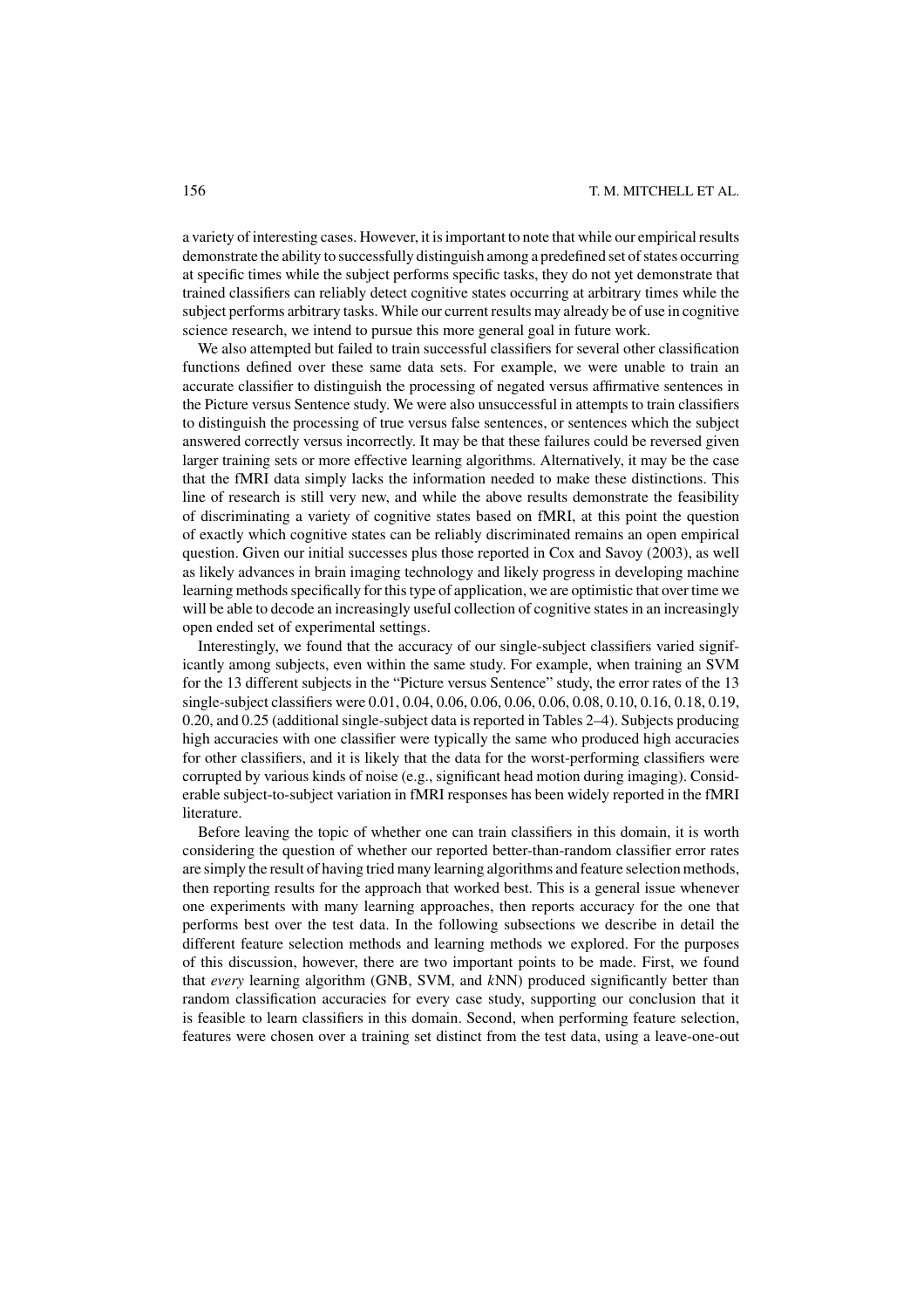a variety of interesting cases. However, it is important to note that while our empirical results demonstrate the ability to successfully distinguish among a predefined set of states occurring at specific times while the subject performs specific tasks, they do not yet demonstrate that trained classifiers can reliably detect cognitive states occurring at arbitrary times while the subject performs arbitrary tasks. While our current results may already be of use in cognitive science research, we intend to pursue this more general goal in future work.

We also attempted but failed to train successful classifiers for several other classification functions defined over these same data sets. For example, we were unable to train an accurate classifier to distinguish the processing of negated versus affirmative sentences in the Picture versus Sentence study. We were also unsuccessful in attempts to train classifiers to distinguish the processing of true versus false sentences, or sentences which the subject answered correctly versus incorrectly. It may be that these failures could be reversed given larger training sets or more effective learning algorithms. Alternatively, it may be the case that the fMRI data simply lacks the information needed to make these distinctions. This line of research is still very new, and while the above results demonstrate the feasibility of discriminating a variety of cognitive states based on fMRI, at this point the question of exactly which cognitive states can be reliably discriminated remains an open empirical question. Given our initial successes plus those reported in Cox and Savoy (2003), as well as likely advances in brain imaging technology and likely progress in developing machine learning methods specifically for this type of application, we are optimistic that over time we will be able to decode an increasingly useful collection of cognitive states in an increasingly open ended set of experimental settings.

Interestingly, we found that the accuracy of our single-subject classifiers varied significantly among subjects, even within the same study. For example, when training an SVM for the 13 different subjects in the "Picture versus Sentence" study, the error rates of the 13 single-subject classifiers were 0.01, 0.04, 0.06, 0.06, 0.06, 0.06, 0.08, 0.10, 0.16, 0.18, 0.19, 0.20, and 0.25 (additional single-subject data is reported in Tables 2–4). Subjects producing high accuracies with one classifier were typically the same who produced high accuracies for other classifiers, and it is likely that the data for the worst-performing classifiers were corrupted by various kinds of noise (e.g., significant head motion during imaging). Considerable subject-to-subject variation in fMRI responses has been widely reported in the fMRI literature.

Before leaving the topic of whether one can train classifiers in this domain, it is worth considering the question of whether our reported better-than-random classifier error rates are simply the result of having tried many learning algorithms and feature selection methods, then reporting results for the approach that worked best. This is a general issue whenever one experiments with many learning approaches, then reports accuracy for the one that performs best over the test data. In the following subsections we describe in detail the different feature selection methods and learning methods we explored. For the purposes of this discussion, however, there are two important points to be made. First, we found that *every* learning algorithm (GNB, SVM, and *k*NN) produced significantly better than random classification accuracies for every case study, supporting our conclusion that it is feasible to learn classifiers in this domain. Second, when performing feature selection, features were chosen over a training set distinct from the test data, using a leave-one-out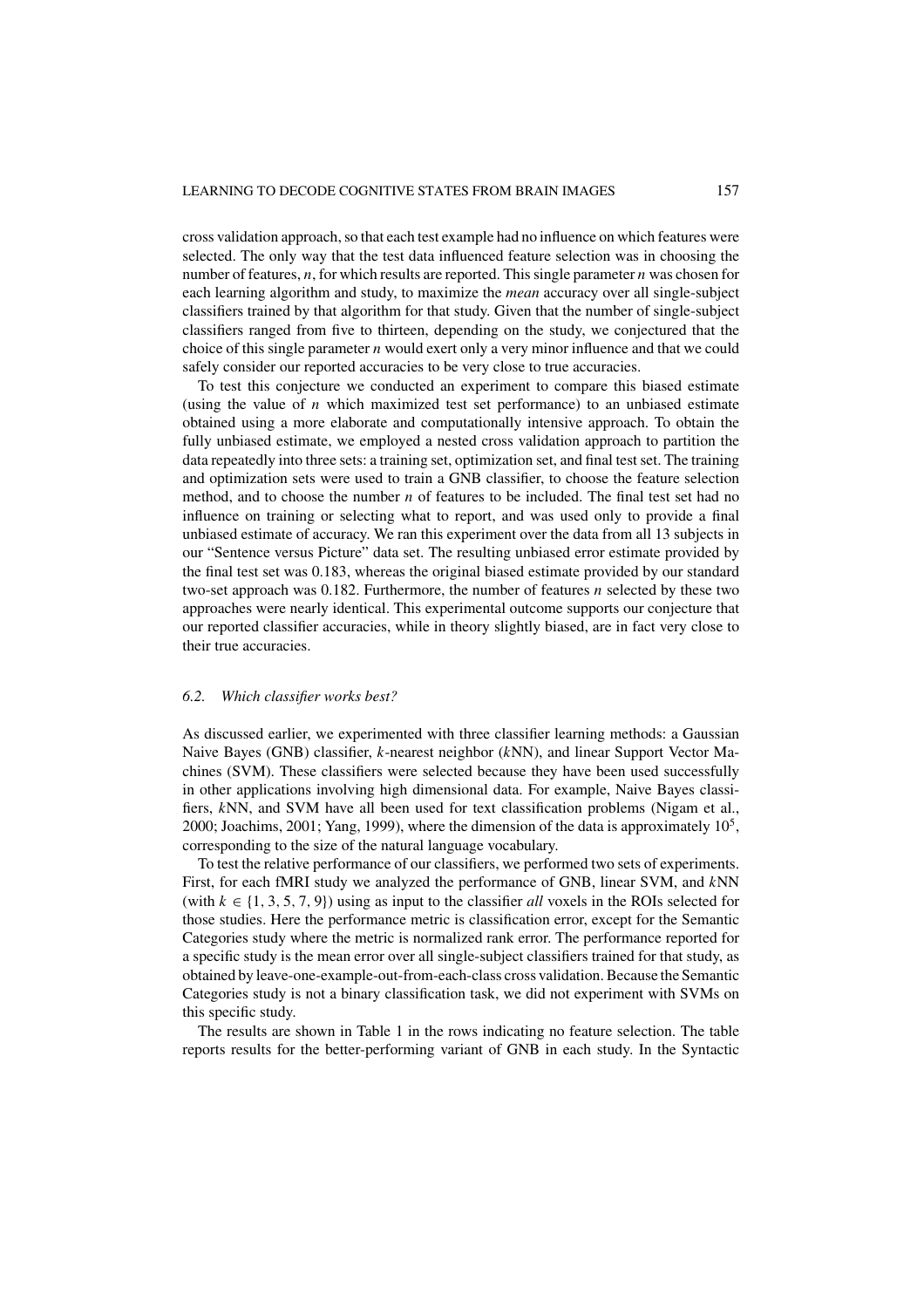cross validation approach, so that each test example had no influence on which features were selected. The only way that the test data influenced feature selection was in choosing the number of features, $n$, for which results are reported. This single parameter $n$ was chosen for each learning algorithm and study, to maximize the *mean* accuracy over all single-subject classifiers trained by that algorithm for that study. Given that the number of single-subject classifiers ranged from five to thirteen, depending on the study, we conjectured that the choice of this single parameter $n$ would exert only a very minor influence and that we could safely consider our reported accuracies to be very close to true accuracies.

To test this conjecture we conducted an experiment to compare this biased estimate (using the value of $n$ which maximized test set performance) to an unbiased estimate obtained using a more elaborate and computationally intensive approach. To obtain the fully unbiased estimate, we employed a nested cross validation approach to partition the data repeatedly into three sets: a training set, optimization set, and final test set. The training and optimization sets were used to train a GNB classifier, to choose the feature selection method, and to choose the number $n$ of features to be included. The final test set had no influence on training or selecting what to report, and was used only to provide a final unbiased estimate of accuracy. We ran this experiment over the data from all 13 subjects in our "Sentence versus Picture" data set. The resulting unbiased error estimate provided by the final test set was 0.183, whereas the original biased estimate provided by our standard two-set approach was 0.182. Furthermore, the number of features $n$ selected by these two approaches were nearly identical. This experimental outcome supports our conjecture that our reported classifier accuracies, while in theory slightly biased, are in fact very close to their true accuracies.

### 6.2. *Which classifier works best?*

As discussed earlier, we experimented with three classifier learning methods: a Gaussian Naive Bayes (GNB) classifier, $k$-nearest neighbor ($k$NN), and linear Support Vector Machines (SVM). These classifiers were selected because they have been used successfully in other applications involving high dimensional data. For example, Naive Bayes classifiers, $k$NN, and SVM have all been used for text classification problems (Nigam et al., 2000; Joachims, 2001; Yang, 1999), where the dimension of the data is approximately $10^5$, corresponding to the size of the natural language vocabulary.

To test the relative performance of our classifiers, we performed two sets of experiments. First, for each fMRI study we analyzed the performance of GNB, linear SVM, and $k$NN (with $k \in \{1, 3, 5, 7, 9\}$) using as input to the classifier *all* voxels in the ROIs selected for those studies. Here the performance metric is classification error, except for the Semantic Categories study where the metric is normalized rank error. The performance reported for a specific study is the mean error over all single-subject classifiers trained for that study, as obtained by leave-one-example-out-from-each-class cross validation. Because the Semantic Categories study is not a binary classification task, we did not experiment with SVMs on this specific study.

The results are shown in Table 1 in the rows indicating no feature selection. The table reports results for the better-performing variant of GNB in each study. In the Syntactic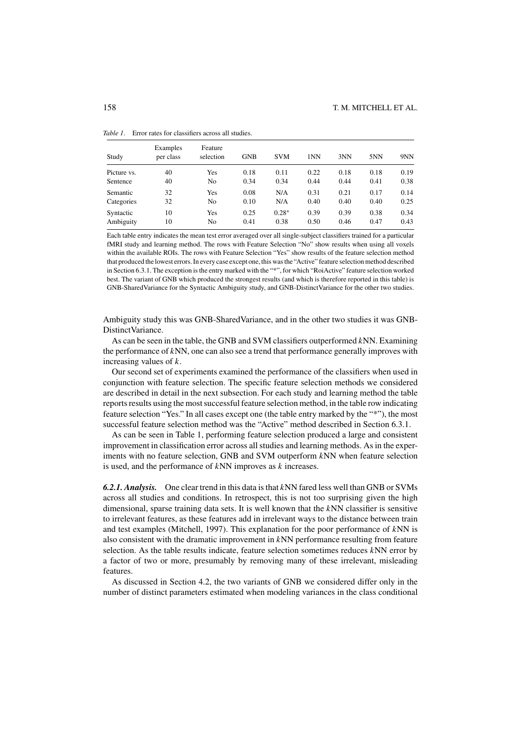*Table 1*. Error rates for classifiers across all studies.

| Study | Examples per class | Feature selection | GNB | SVM | 1NN | 3NN | 5NN | 9NN |
|---|---|---|---|---|---|---|---|---|
| Picture vs. | 40 | Yes | 0.18 | 0.11 | 0.22 | 0.18 | 0.18 | 0.19 |
| Sentence | 40 | No | 0.34 | 0.34 | 0.44 | 0.44 | 0.41 | 0.38 |
| Semantic | 32 | Yes | 0.08 | N/A | 0.31 | 0.21 | 0.17 | 0.14 |
| Categories | 32 | No | 0.10 | N/A | 0.40 | 0.40 | 0.40 | 0.25 |
| Syntactic | 10 | Yes | 0.25 | 0.28* | 0.39 | 0.39 | 0.38 | 0.34 |
| Ambiguity | 10 | No | 0.41 | 0.38 | 0.50 | 0.46 | 0.47 | 0.43 |

Each table entry indicates the mean test error averaged over all single-subject classifiers trained for a particular fMRI study and learning method. The rows with Feature Selection "No" show results when using all voxels within the available ROIs. The rows with Feature Selection "Yes" show results of the feature selection method that produced the lowest errors. In every case except one, this was the "Active" feature selection method described in Section 6.3.1. The exception is the entry marked with the "*", for which "RoiActive" feature selection worked best. The variant of GNB which produced the strongest results (and which is therefore reported in this table) is GNB-SharedVariance for the Syntactic Ambiguity study, and GNB-DistinctVariance for the other two studies.

Ambiguity study this was GNB-SharedVariance, and in the other two studies it was GNB-DistinctVariance.

As can be seen in the table, the GNB and SVM classifiers outperformed $k$NN. Examining the performance of $k$NN, one can also see a trend that performance generally improves with increasing values of $k$.

Our second set of experiments examined the performance of the classifiers when used in conjunction with feature selection. The specific feature selection methods we considered are described in detail in the next subsection. For each study and learning method the table reports results using the most successful feature selection method, in the table row indicating feature selection "Yes." In all cases except one (the table entry marked by the "*"), the most successful feature selection method was the "Active" method described in Section 6.3.1.

As can be seen in Table 1, performing feature selection produced a large and consistent improvement in classification error across all studies and learning methods. As in the experiments with no feature selection, GNB and SVM outperform $k$NN when feature selection is used, and the performance of $k$NN improves as $k$ increases.

***6.2.1. Analysis.*** One clear trend in this data is that $k$NN fared less well than GNB or SVMs across all studies and conditions. In retrospect, this is not too surprising given the high dimensional, sparse training data sets. It is well known that the $k$NN classifier is sensitive to irrelevant features, as these features add in irrelevant ways to the distance between train and test examples (Mitchell, 1997). This explanation for the poor performance of $k$NN is also consistent with the dramatic improvement in $k$NN performance resulting from feature selection. As the table results indicate, feature selection sometimes reduces $k$NN error by a factor of two or more, presumably by removing many of these irrelevant, misleading features.

As discussed in Section 4.2, the two variants of GNB we considered differ only in the number of distinct parameters estimated when modeling variances in the class conditional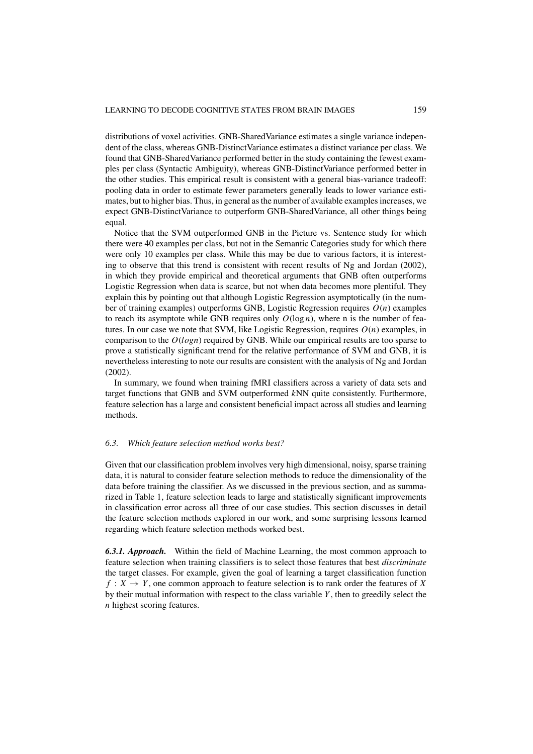distributions of voxel activities. GNB-SharedVariance estimates a single variance independent of the class, whereas GNB-DistinctVariance estimates a distinct variance per class. We found that GNB-SharedVariance performed better in the study containing the fewest examples per class (Syntactic Ambiguity), whereas GNB-DistinctVariance performed better in the other studies. This empirical result is consistent with a general bias-variance tradeoff: pooling data in order to estimate fewer parameters generally leads to lower variance estimates, but to higher bias. Thus, in general as the number of available examples increases, we expect GNB-DistinctVariance to outperform GNB-SharedVariance, all other things being equal.

Notice that the SVM outperformed GNB in the Picture vs. Sentence study for which there were 40 examples per class, but not in the Semantic Categories study for which there were only 10 examples per class. While this may be due to various factors, it is interesting to observe that this trend is consistent with recent results of Ng and Jordan (2002), in which they provide empirical and theoretical arguments that GNB often outperforms Logistic Regression when data is scarce, but not when data becomes more plentiful. They explain this by pointing out that although Logistic Regression asymptotically (in the number of training examples) outperforms GNB, Logistic Regression requires $O(n)$ examples to reach its asymptote while GNB requires only $O(\log n)$, where n is the number of features. In our case we note that SVM, like Logistic Regression, requires $O(n)$ examples, in comparison to the $O(logn)$ required by GNB. While our empirical results are too sparse to prove a statistically significant trend for the relative performance of SVM and GNB, it is nevertheless interesting to note our results are consistent with the analysis of Ng and Jordan (2002).

In summary, we found when training fMRI classifiers across a variety of data sets and target functions that GNB and SVM outperformed $k$NN quite consistently. Furthermore, feature selection has a large and consistent beneficial impact across all studies and learning methods.

### 6.3. *Which feature selection method works best?*

Given that our classification problem involves very high dimensional, noisy, sparse training data, it is natural to consider feature selection methods to reduce the dimensionality of the data before training the classifier. As we discussed in the previous section, and as summarized in Table 1, feature selection leads to large and statistically significant improvements in classification error across all three of our case studies. This section discusses in detail the feature selection methods explored in our work, and some surprising lessons learned regarding which feature selection methods worked best.

***6.3.1. Approach.*** Within the field of Machine Learning, the most common approach to feature selection when training classifiers is to select those features that best *discriminate* the target classes. For example, given the goal of learning a target classification function $f : X \rightarrow Y$, one common approach to feature selection is to rank order the features of $X$ by their mutual information with respect to the class variable $Y$, then to greedily select the $n$ highest scoring features.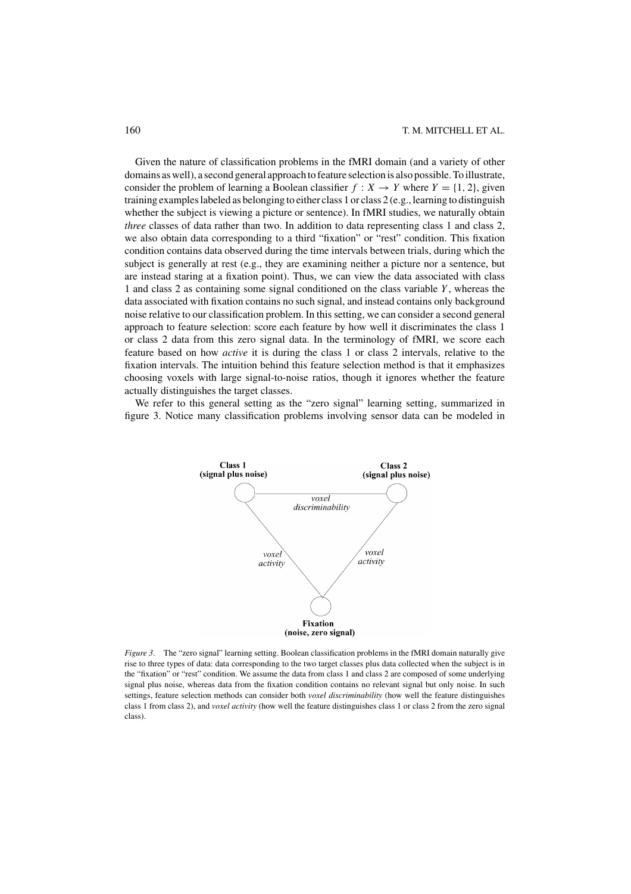Given the nature of classification problems in the fMRI domain (and a variety of other domains as well), a second general approach to feature selection is also possible. To illustrate, consider the problem of learning a Boolean classifier $f : X \rightarrow Y$ where $Y = \{1, 2\}$, given training examples labeled as belonging to either class 1 or class 2 (e.g., learning to distinguish whether the subject is viewing a picture or sentence). In fMRI studies, we naturally obtain *three* classes of data rather than two. In addition to data representing class 1 and class 2, we also obtain data corresponding to a third "fixation" or "rest" condition. This fixation condition contains data observed during the time intervals between trials, during which the subject is generally at rest (e.g., they are examining neither a picture nor a sentence, but are instead staring at a fixation point). Thus, we can view the data associated with class 1 and class 2 as containing some signal conditioned on the class variable $Y$, whereas the data associated with fixation contains no such signal, and instead contains only background noise relative to our classification problem. In this setting, we can consider a second general approach to feature selection: score each feature by how well it discriminates the class 1 or class 2 data from this zero signal data. In the terminology of fMRI, we score each feature based on how *active* it is during the class 1 or class 2 intervals, relative to the fixation intervals. The intuition behind this feature selection method is that it emphasizes choosing voxels with large signal-to-noise ratios, though it ignores whether the feature actually distinguishes the target classes.

We refer to this general setting as the "zero signal" learning setting, summarized in figure 3. Notice many classification problems involving sensor data can be modeled in

*Figure 3*. The "zero signal" learning setting. Boolean classification problems in the fMRI domain naturally give rise to three types of data: data corresponding to the two target classes plus data collected when the subject is in the "fixation" or "rest" condition. We assume the data from class 1 and class 2 are composed of some underlying signal plus noise, whereas data from the fixation condition contains no relevant signal but only noise. In such settings, feature selection methods can consider both *voxel discriminability* (how well the feature distinguishes class 1 from class 2), and *voxel activity* (how well the feature distinguishes class 1 or class 2 from the zero signal class).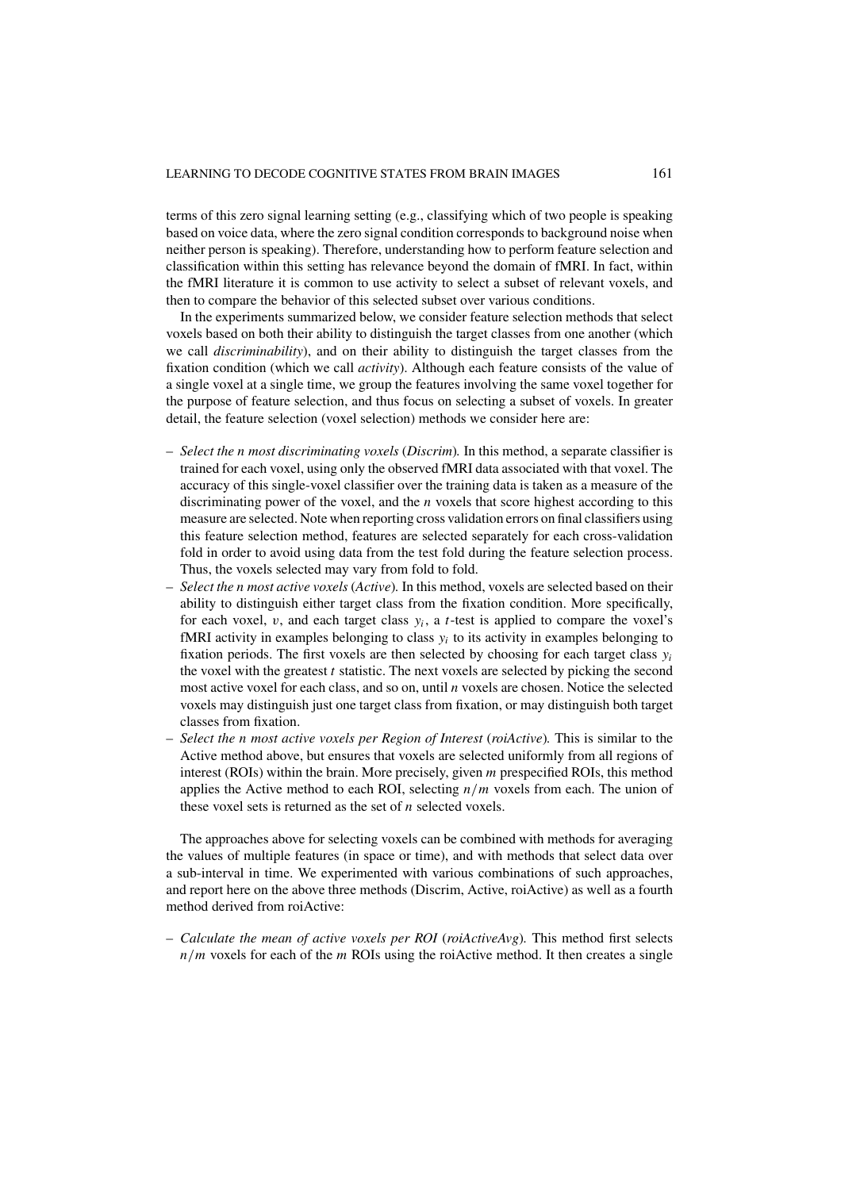terms of this zero signal learning setting (e.g., classifying which of two people is speaking based on voice data, where the zero signal condition corresponds to background noise when neither person is speaking). Therefore, understanding how to perform feature selection and classification within this setting has relevance beyond the domain of fMRI. In fact, within the fMRI literature it is common to use activity to select a subset of relevant voxels, and then to compare the behavior of this selected subset over various conditions.

In the experiments summarized below, we consider feature selection methods that select voxels based on both their ability to distinguish the target classes from one another (which we call *discriminability*), and on their ability to distinguish the target classes from the fixation condition (which we call *activity*). Although each feature consists of the value of a single voxel at a single time, we group the features involving the same voxel together for the purpose of feature selection, and thus focus on selecting a subset of voxels. In greater detail, the feature selection (voxel selection) methods we consider here are:

- *Select the n most discriminating voxels* (*Discrim*). In this method, a separate classifier is trained for each voxel, using only the observed fMRI data associated with that voxel. The accuracy of this single-voxel classifier over the training data is taken as a measure of the discriminating power of the voxel, and the $n$ voxels that score highest according to this measure are selected. Note when reporting cross validation errors on final classifiers using this feature selection method, features are selected separately for each cross-validation fold in order to avoid using data from the test fold during the feature selection process. Thus, the voxels selected may vary from fold to fold.
- *Select the n most active voxels* (*Active*). In this method, voxels are selected based on their ability to distinguish either target class from the fixation condition. More specifically, for each voxel, $v$, and each target class $y_i$, a $t$-test is applied to compare the voxel's fMRI activity in examples belonging to class $y_i$ to its activity in examples belonging to fixation periods. The first voxels are then selected by choosing for each target class $y_i$ the voxel with the greatest $t$ statistic. The next voxels are selected by picking the second most active voxel for each class, and so on, until $n$ voxels are chosen. Notice the selected voxels may distinguish just one target class from fixation, or may distinguish both target classes from fixation.
- *Select the n most active voxels per Region of Interest* (*roiActive*). This is similar to the Active method above, but ensures that voxels are selected uniformly from all regions of interest (ROIs) within the brain. More precisely, given $m$ prespecified ROIs, this method applies the Active method to each ROI, selecting $n/m$ voxels from each. The union of these voxel sets is returned as the set of $n$ selected voxels.

The approaches above for selecting voxels can be combined with methods for averaging the values of multiple features (in space or time), and with methods that select data over a sub-interval in time. We experimented with various combinations of such approaches, and report here on the above three methods (Discrim, Active, roiActive) as well as a fourth method derived from roiActive:

- *Calculate the mean of active voxels per ROI* (*roiActiveAvg*). This method first selects $n/m$ voxels for each of the $m$ ROIs using the roiActive method. It then creates a single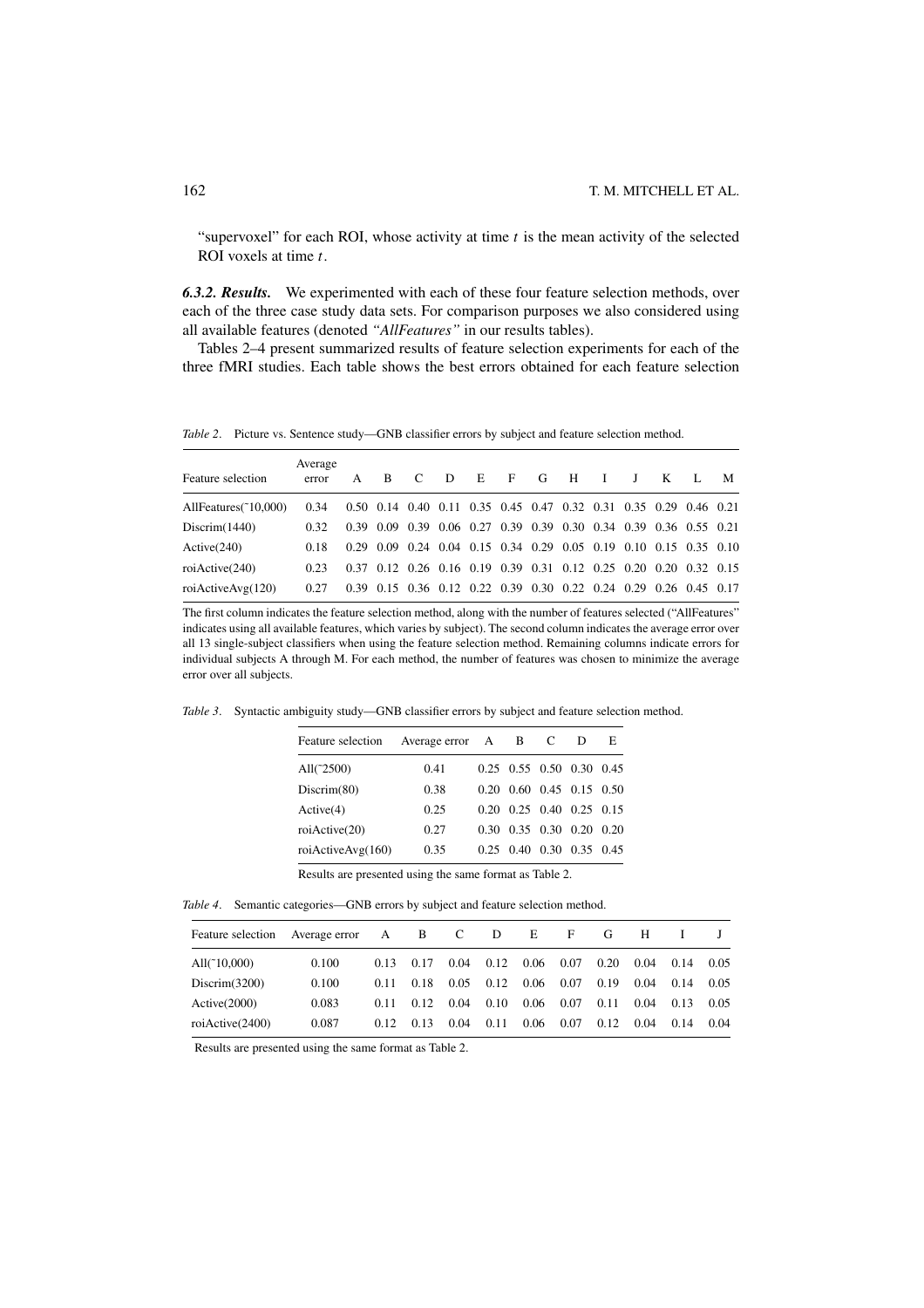"supervoxel" for each ROI, whose activity at time $t$ is the mean activity of the selected ROI voxels at time $t$.

***6.3.2. Results.*** We experimented with each of these four feature selection methods, over each of the three case study data sets. For comparison purposes we also considered using all available features (denoted *"AllFeatures"* in our results tables).

Tables 2–4 present summarized results of feature selection experiments for each of the three fMRI studies. Each table shows the best errors obtained for each feature selection

*Table 2*. Picture vs. Sentence study—GNB classifier errors by subject and feature selection method.

| Feature selection | Average error | A | B | C | D | E | F | G | H | I | J | K | L | M |
|---|---|---|---|---|---|---|---|---|---|---|---|---|---|---|
| AllFeatures(˜10,000) | 0.34 | 0.50 | 0.14 | 0.40 | 0.11 | 0.35 | 0.45 | 0.47 | 0.32 | 0.31 | 0.35 | 0.29 | 0.46 | 0.21 |
| Discrim(1440) | 0.32 | 0.39 | 0.09 | 0.39 | 0.06 | 0.27 | 0.39 | 0.39 | 0.30 | 0.34 | 0.39 | 0.36 | 0.55 | 0.21 |
| Active(240) | 0.18 | 0.29 | 0.09 | 0.24 | 0.04 | 0.15 | 0.34 | 0.29 | 0.05 | 0.19 | 0.10 | 0.15 | 0.35 | 0.10 |
| roiActive(240) | 0.23 | 0.37 | 0.12 | 0.26 | 0.16 | 0.19 | 0.39 | 0.31 | 0.12 | 0.25 | 0.20 | 0.20 | 0.32 | 0.15 |
| roiActiveAvg(120) | 0.27 | 0.39 | 0.15 | 0.36 | 0.12 | 0.22 | 0.39 | 0.30 | 0.22 | 0.24 | 0.29 | 0.26 | 0.45 | 0.17 |

The first column indicates the feature selection method, along with the number of features selected ("AllFeatures" indicates using all available features, which varies by subject). The second column indicates the average error over all 13 single-subject classifiers when using the feature selection method. Remaining columns indicate errors for individual subjects A through M. For each method, the number of features was chosen to minimize the average error over all subjects.

*Table 3*. Syntactic ambiguity study—GNB classifier errors by subject and feature selection method.

| Feature selection | Average error | A | B | C | D | E |
|---|---|---|---|---|---|---|
| All(˜2500) | 0.41 | 0.25 | 0.55 | 0.50 | 0.30 | 0.45 |
| Discrim(80) | 0.38 | 0.20 | 0.60 | 0.45 | 0.15 | 0.50 |
| Active(4) | 0.25 | 0.20 | 0.25 | 0.40 | 0.25 | 0.15 |
| roiActive(20) | 0.27 | 0.30 | 0.35 | 0.30 | 0.20 | 0.20 |
| roiActiveAvg(160) | 0.35 | 0.25 | 0.40 | 0.30 | 0.35 | 0.45 |

Results are presented using the same format as Table 2.

*Table 4*. Semantic categories—GNB errors by subject and feature selection method.

| Feature selection | Average error | A | B | C | D | E | F | G | H | I | J |
|---|---|---|---|---|---|---|---|---|---|---|---|
| All(˜10,000) | 0.100 | 0.13 | 0.17 | 0.04 | 0.12 | 0.06 | 0.07 | 0.20 | 0.04 | 0.14 | 0.05 |
| Discrim(3200) | 0.100 | 0.11 | 0.18 | 0.05 | 0.12 | 0.06 | 0.07 | 0.19 | 0.04 | 0.14 | 0.05 |
| Active(2000) | 0.083 | 0.11 | 0.12 | 0.04 | 0.10 | 0.06 | 0.07 | 0.11 | 0.04 | 0.13 | 0.05 |
| roiActive(2400) | 0.087 | 0.12 | 0.13 | 0.04 | 0.11 | 0.06 | 0.07 | 0.12 | 0.04 | 0.14 | 0.04 |

Results are presented using the same format as Table 2.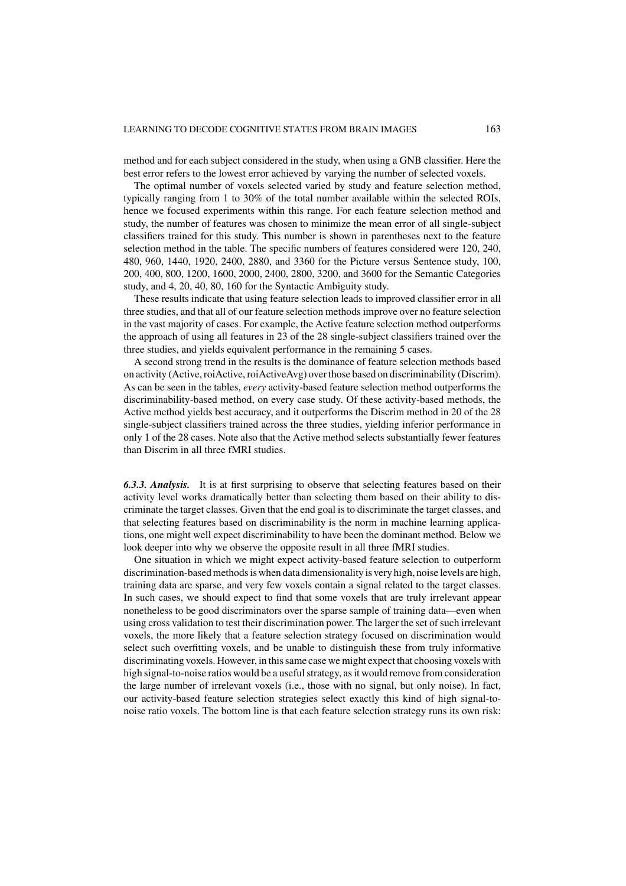method and for each subject considered in the study, when using a GNB classifier. Here the best error refers to the lowest error achieved by varying the number of selected voxels.

The optimal number of voxels selected varied by study and feature selection method, typically ranging from 1 to 30% of the total number available within the selected ROIs, hence we focused experiments within this range. For each feature selection method and study, the number of features was chosen to minimize the mean error of all single-subject classifiers trained for this study. This number is shown in parentheses next to the feature selection method in the table. The specific numbers of features considered were 120, 240, 480, 960, 1440, 1920, 2400, 2880, and 3360 for the Picture versus Sentence study, 100, 200, 400, 800, 1200, 1600, 2000, 2400, 2800, 3200, and 3600 for the Semantic Categories study, and 4, 20, 40, 80, 160 for the Syntactic Ambiguity study.

These results indicate that using feature selection leads to improved classifier error in all three studies, and that all of our feature selection methods improve over no feature selection in the vast majority of cases. For example, the Active feature selection method outperforms the approach of using all features in 23 of the 28 single-subject classifiers trained over the three studies, and yields equivalent performance in the remaining 5 cases.

A second strong trend in the results is the dominance of feature selection methods based on activity (Active, roiActive, roiActiveAvg) over those based on discriminability (Discrim). As can be seen in the tables, *every* activity-based feature selection method outperforms the discriminability-based method, on every case study. Of these activity-based methods, the Active method yields best accuracy, and it outperforms the Discrim method in 20 of the 28 single-subject classifiers trained across the three studies, yielding inferior performance in only 1 of the 28 cases. Note also that the Active method selects substantially fewer features than Discrim in all three fMRI studies.

***6.3.3. Analysis.*** It is at first surprising to observe that selecting features based on their activity level works dramatically better than selecting them based on their ability to discriminate the target classes. Given that the end goal is to discriminate the target classes, and that selecting features based on discriminability is the norm in machine learning applications, one might well expect discriminability to have been the dominant method. Below we look deeper into why we observe the opposite result in all three fMRI studies.

One situation in which we might expect activity-based feature selection to outperform discrimination-based methods is when data dimensionality is very high, noise levels are high, training data are sparse, and very few voxels contain a signal related to the target classes. In such cases, we should expect to find that some voxels that are truly irrelevant appear nonetheless to be good discriminators over the sparse sample of training data—even when using cross validation to test their discrimination power. The larger the set of such irrelevant voxels, the more likely that a feature selection strategy focused on discrimination would select such overfitting voxels, and be unable to distinguish these from truly informative discriminating voxels. However, in this same case we might expect that choosing voxels with high signal-to-noise ratios would be a useful strategy, as it would remove from consideration the large number of irrelevant voxels (i.e., those with no signal, but only noise). In fact, our activity-based feature selection strategies select exactly this kind of high signal-to-noise ratio voxels. The bottom line is that each feature selection strategy runs its own risk: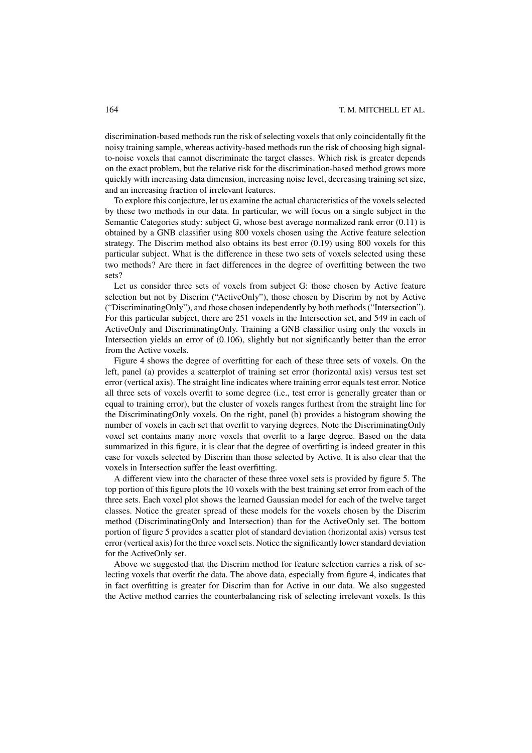discrimination-based methods run the risk of selecting voxels that only coincidentally fit the noisy training sample, whereas activity-based methods run the risk of choosing high signal-to-noise voxels that cannot discriminate the target classes. Which risk is greater depends on the exact problem, but the relative risk for the discrimination-based method grows more quickly with increasing data dimension, increasing noise level, decreasing training set size, and an increasing fraction of irrelevant features.

To explore this conjecture, let us examine the actual characteristics of the voxels selected by these two methods in our data. In particular, we will focus on a single subject in the Semantic Categories study: subject G, whose best average normalized rank error (0.11) is obtained by a GNB classifier using 800 voxels chosen using the Active feature selection strategy. The Discrim method also obtains its best error (0.19) using 800 voxels for this particular subject. What is the difference in these two sets of voxels selected using these two methods? Are there in fact differences in the degree of overfitting between the two sets?

Let us consider three sets of voxels from subject G: those chosen by Active feature selection but not by Discrim ("ActiveOnly"), those chosen by Discrim by not by Active ("DiscriminatingOnly"), and those chosen independently by both methods ("Intersection"). For this particular subject, there are 251 voxels in the Intersection set, and 549 in each of ActiveOnly and DiscriminatingOnly. Training a GNB classifier using only the voxels in Intersection yields an error of (0.106), slightly but not significantly better than the error from the Active voxels.

Figure 4 shows the degree of overfitting for each of these three sets of voxels. On the left, panel (a) provides a scatterplot of training set error (horizontal axis) versus test set error (vertical axis). The straight line indicates where training error equals test error. Notice all three sets of voxels overfit to some degree (i.e., test error is generally greater than or equal to training error), but the cluster of voxels ranges furthest from the straight line for the DiscriminatingOnly voxels. On the right, panel (b) provides a histogram showing the number of voxels in each set that overfit to varying degrees. Note the DiscriminatingOnly voxel set contains many more voxels that overfit to a large degree. Based on the data summarized in this figure, it is clear that the degree of overfitting is indeed greater in this case for voxels selected by Discrim than those selected by Active. It is also clear that the voxels in Intersection suffer the least overfitting.

A different view into the character of these three voxel sets is provided by figure 5. The top portion of this figure plots the 10 voxels with the best training set error from each of the three sets. Each voxel plot shows the learned Gaussian model for each of the twelve target classes. Notice the greater spread of these models for the voxels chosen by the Discrim method (DiscriminatingOnly and Intersection) than for the ActiveOnly set. The bottom portion of figure 5 provides a scatter plot of standard deviation (horizontal axis) versus test error (vertical axis) for the three voxel sets. Notice the significantly lower standard deviation for the ActiveOnly set.

Above we suggested that the Discrim method for feature selection carries a risk of selecting voxels that overfit the data. The above data, especially from figure 4, indicates that in fact overfitting is greater for Discrim than for Active in our data. We also suggested the Active method carries the counterbalancing risk of selecting irrelevant voxels. Is this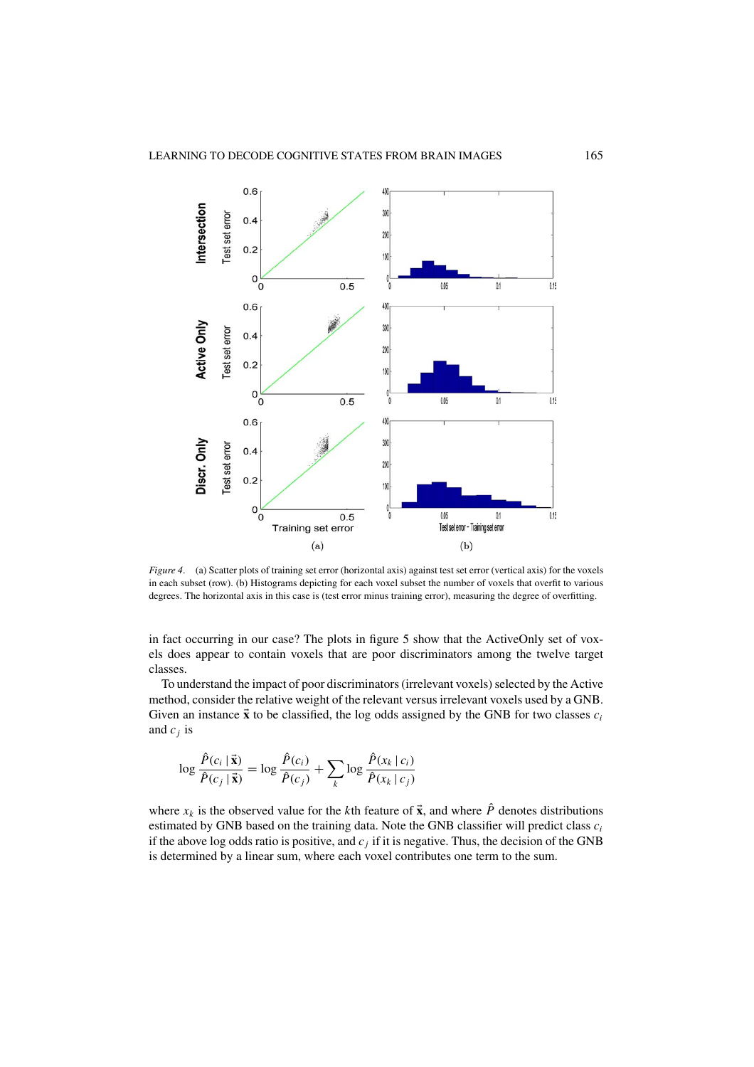*Figure 4*. (a) Scatter plots of training set error (horizontal axis) against test set error (vertical axis) for the voxels in each subset (row). (b) Histograms depicting for each voxel subset the number of voxels that overfit to various degrees. The horizontal axis in this case is (test error minus training error), measuring the degree of overfitting.

in fact occurring in our case? The plots in figure 5 show that the ActiveOnly set of voxels does appear to contain voxels that are poor discriminators among the twelve target classes.

To understand the impact of poor discriminators (irrelevant voxels) selected by the Active method, consider the relative weight of the relevant versus irrelevant voxels used by a GNB. Given an instance $\vec{\mathbf{x}}$ to be classified, the log odds assigned by the GNB for two classes $c_i$ and $c_j$ is

$$\log \frac{\hat{P}(c_i \mid \vec{\mathbf{x}})}{\hat{P}(c_j \mid \vec{\mathbf{x}})} = \log \frac{\hat{P}(c_i)}{\hat{P}(c_j)} + \sum_k \log \frac{\hat{P}(x_k \mid c_i)}{\hat{P}(x_k \mid c_j)}$$

where $x_k$ is the observed value for the $k$th feature of $\vec{\mathbf{x}}$, and where $\hat{P}$ denotes distributions estimated by GNB based on the training data. Note the GNB classifier will predict class $c_i$ if the above log odds ratio is positive, and $c_j$ if it is negative. Thus, the decision of the GNB is determined by a linear sum, where each voxel contributes one term to the sum.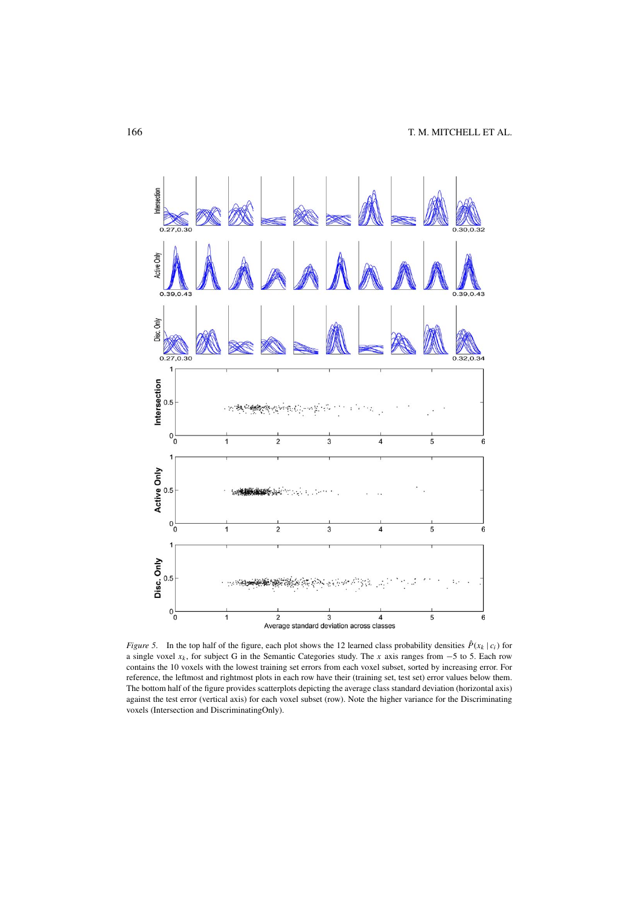*Figure 5*. In the top half of the figure, each plot shows the 12 learned class probability densities $\hat{P}(x_k \mid c_i)$ for a single voxel $x_k$, for subject G in the Semantic Categories study. The $x$ axis ranges from $-5$ to 5. Each row contains the 10 voxels with the lowest training set errors from each voxel subset, sorted by increasing error. For reference, the leftmost and rightmost plots in each row have their (training set, test set) error values below them. The bottom half of the figure provides scatterplots depicting the average class standard deviation (horizontal axis) against the test error (vertical axis) for each voxel subset (row). Note the higher variance for the Discriminating voxels (Intersection and DiscriminatingOnly).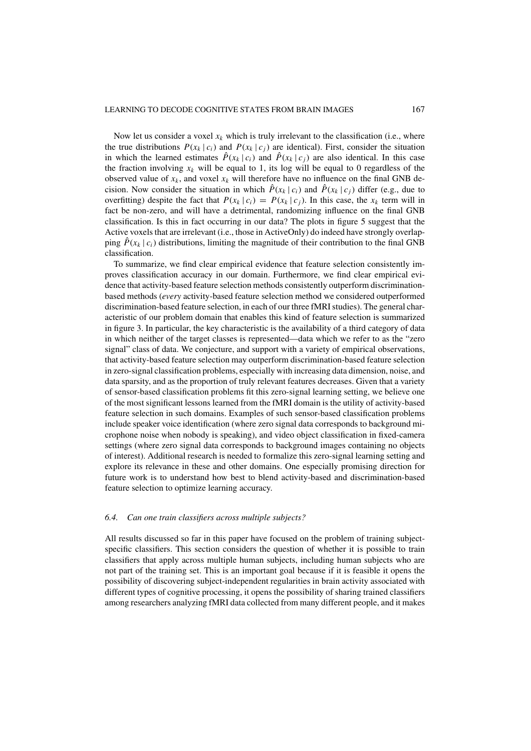Now let us consider a voxel $x_k$ which is truly irrelevant to the classification (i.e., where the true distributions $P(x_k \mid c_i)$ and $P(x_k \mid c_j)$ are identical). First, consider the situation in which the learned estimates $\hat{P}(x_k \mid c_i)$ and $\hat{P}(x_k \mid c_j)$ are also identical. In this case the fraction involving $x_k$ will be equal to 1, its log will be equal to 0 regardless of the observed value of $x_k$, and voxel $x_k$ will therefore have no influence on the final GNB decision. Now consider the situation in which $\hat{P}(x_k \mid c_i)$ and $\hat{P}(x_k \mid c_j)$ differ (e.g., due to overfitting) despite the fact that $P(x_k \mid c_i) = P(x_k \mid c_j)$. In this case, the $x_k$ term will in fact be non-zero, and will have a detrimental, randomizing influence on the final GNB classification. Is this in fact occurring in our data? The plots in figure 5 suggest that the Active voxels that are irrelevant (i.e., those in ActiveOnly) do indeed have strongly overlapping $\hat{P}(x_k \mid c_i)$ distributions, limiting the magnitude of their contribution to the final GNB classification.

To summarize, we find clear empirical evidence that feature selection consistently improves classification accuracy in our domain. Furthermore, we find clear empirical evidence that activity-based feature selection methods consistently outperform discrimination-based methods (*every* activity-based feature selection method we considered outperformed discrimination-based feature selection, in each of our three fMRI studies). The general characteristic of our problem domain that enables this kind of feature selection is summarized in figure 3. In particular, the key characteristic is the availability of a third category of data in which neither of the target classes is represented—data which we refer to as the "zero signal" class of data. We conjecture, and support with a variety of empirical observations, that activity-based feature selection may outperform discrimination-based feature selection in zero-signal classification problems, especially with increasing data dimension, noise, and data sparsity, and as the proportion of truly relevant features decreases. Given that a variety of sensor-based classification problems fit this zero-signal learning setting, we believe one of the most significant lessons learned from the fMRI domain is the utility of activity-based feature selection in such domains. Examples of such sensor-based classification problems include speaker voice identification (where zero signal data corresponds to background microphone noise when nobody is speaking), and video object classification in fixed-camera settings (where zero signal data corresponds to background images containing no objects of interest). Additional research is needed to formalize this zero-signal learning setting and explore its relevance in these and other domains. One especially promising direction for future work is to understand how best to blend activity-based and discrimination-based feature selection to optimize learning accuracy.

### *6.4. Can one train classifiers across multiple subjects?*

All results discussed so far in this paper have focused on the problem of training subject-specific classifiers. This section considers the question of whether it is possible to train classifiers that apply across multiple human subjects, including human subjects who are not part of the training set. This is an important goal because if it is feasible it opens the possibility of discovering subject-independent regularities in brain activity associated with different types of cognitive processing, it opens the possibility of sharing trained classifiers among researchers analyzing fMRI data collected from many different people, and it makes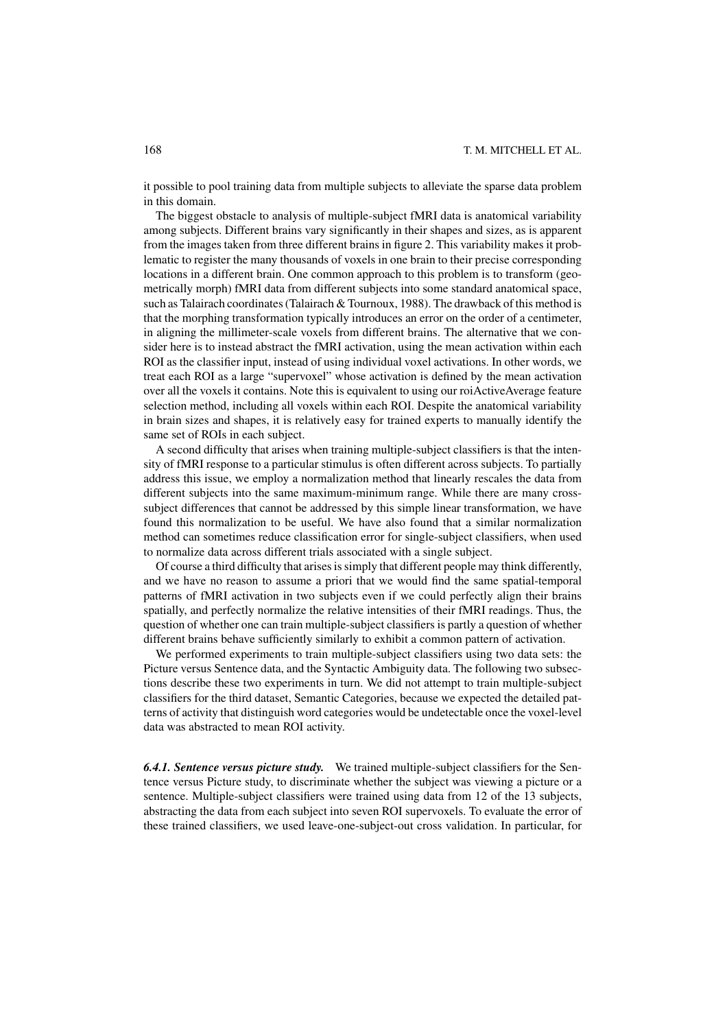it possible to pool training data from multiple subjects to alleviate the sparse data problem in this domain.

The biggest obstacle to analysis of multiple-subject fMRI data is anatomical variability among subjects. Different brains vary significantly in their shapes and sizes, as is apparent from the images taken from three different brains in figure 2. This variability makes it problematic to register the many thousands of voxels in one brain to their precise corresponding locations in a different brain. One common approach to this problem is to transform (geometrically morph) fMRI data from different subjects into some standard anatomical space, such as Talairach coordinates (Talairach & Tournoux, 1988). The drawback of this method is that the morphing transformation typically introduces an error on the order of a centimeter, in aligning the millimeter-scale voxels from different brains. The alternative that we consider here is to instead abstract the fMRI activation, using the mean activation within each ROI as the classifier input, instead of using individual voxel activations. In other words, we treat each ROI as a large "supervoxel" whose activation is defined by the mean activation over all the voxels it contains. Note this is equivalent to using our roiActiveAverage feature selection method, including all voxels within each ROI. Despite the anatomical variability in brain sizes and shapes, it is relatively easy for trained experts to manually identify the same set of ROIs in each subject.

A second difficulty that arises when training multiple-subject classifiers is that the intensity of fMRI response to a particular stimulus is often different across subjects. To partially address this issue, we employ a normalization method that linearly rescales the data from different subjects into the same maximum-minimum range. While there are many cross-subject differences that cannot be addressed by this simple linear transformation, we have found this normalization to be useful. We have also found that a similar normalization method can sometimes reduce classification error for single-subject classifiers, when used to normalize data across different trials associated with a single subject.

Of course a third difficulty that arises is simply that different people may think differently, and we have no reason to assume a priori that we would find the same spatial-temporal patterns of fMRI activation in two subjects even if we could perfectly align their brains spatially, and perfectly normalize the relative intensities of their fMRI readings. Thus, the question of whether one can train multiple-subject classifiers is partly a question of whether different brains behave sufficiently similarly to exhibit a common pattern of activation.

We performed experiments to train multiple-subject classifiers using two data sets: the Picture versus Sentence data, and the Syntactic Ambiguity data. The following two subsections describe these two experiments in turn. We did not attempt to train multiple-subject classifiers for the third dataset, Semantic Categories, because we expected the detailed patterns of activity that distinguish word categories would be undetectable once the voxel-level data was abstracted to mean ROI activity.

***6.4.1. Sentence versus picture study.*** We trained multiple-subject classifiers for the Sentence versus Picture study, to discriminate whether the subject was viewing a picture or a sentence. Multiple-subject classifiers were trained using data from 12 of the 13 subjects, abstracting the data from each subject into seven ROI supervoxels. To evaluate the error of these trained classifiers, we used leave-one-subject-out cross validation. In particular, for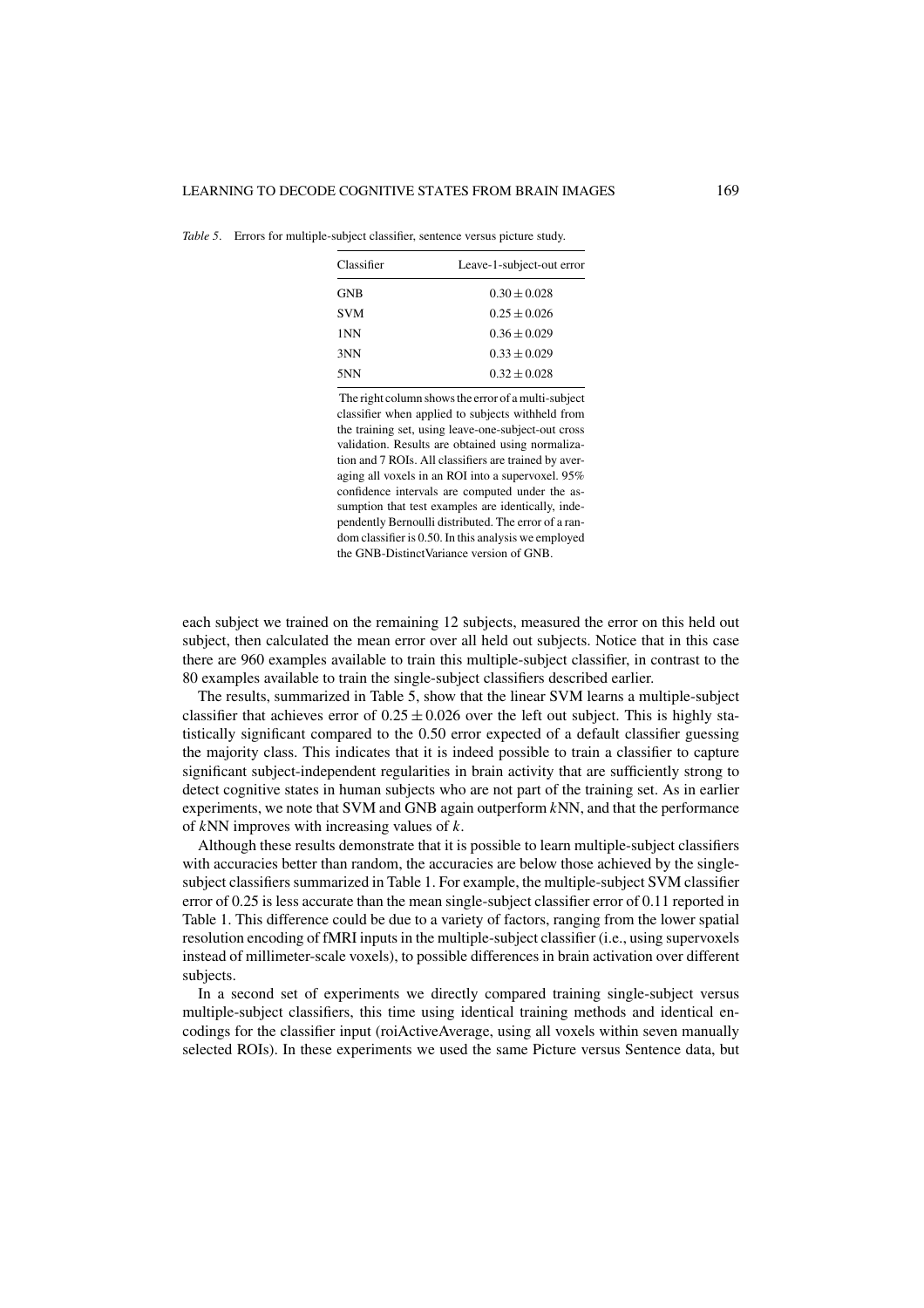*Table 5*. Errors for multiple-subject classifier, sentence versus picture study.

| Classifier | Leave-1-subject-out error |
|---|---|
| GNB | $0.30 \pm 0.028$ |
| SVM | $0.25 \pm 0.026$ |
| 1NN | $0.36 \pm 0.029$ |
| 3NN | $0.33 \pm 0.029$ |
| 5NN | $0.32 \pm 0.028$ |

The right column shows the error of a multi-subject classifier when applied to subjects withheld from the training set, using leave-one-subject-out cross validation. Results are obtained using normalization and 7 ROIs. All classifiers are trained by averaging all voxels in an ROI into a supervoxel. 95% confidence intervals are computed under the assumption that test examples are identically, independently Bernoulli distributed. The error of a random classifier is 0.50. In this analysis we employed the GNB-DistinctVariance version of GNB.

each subject we trained on the remaining 12 subjects, measured the error on this held out subject, then calculated the mean error over all held out subjects. Notice that in this case there are 960 examples available to train this multiple-subject classifier, in contrast to the 80 examples available to train the single-subject classifiers described earlier.

The results, summarized in Table 5, show that the linear SVM learns a multiple-subject classifier that achieves error of $0.25 \pm 0.026$ over the left out subject. This is highly statistically significant compared to the 0.50 error expected of a default classifier guessing the majority class. This indicates that it is indeed possible to train a classifier to capture significant subject-independent regularities in brain activity that are sufficiently strong to detect cognitive states in human subjects who are not part of the training set. As in earlier experiments, we note that SVM and GNB again outperform $k$NN, and that the performance of $k$NN improves with increasing values of $k$.

Although these results demonstrate that it is possible to learn multiple-subject classifiers with accuracies better than random, the accuracies are below those achieved by the single-subject classifiers summarized in Table 1. For example, the multiple-subject SVM classifier error of 0.25 is less accurate than the mean single-subject classifier error of 0.11 reported in Table 1. This difference could be due to a variety of factors, ranging from the lower spatial resolution encoding of fMRI inputs in the multiple-subject classifier (i.e., using supervoxels instead of millimeter-scale voxels), to possible differences in brain activation over different subjects.

In a second set of experiments we directly compared training single-subject versus multiple-subject classifiers, this time using identical training methods and identical encodings for the classifier input (roiActiveAverage, using all voxels within seven manually selected ROIs). In these experiments we used the same Picture versus Sentence data, but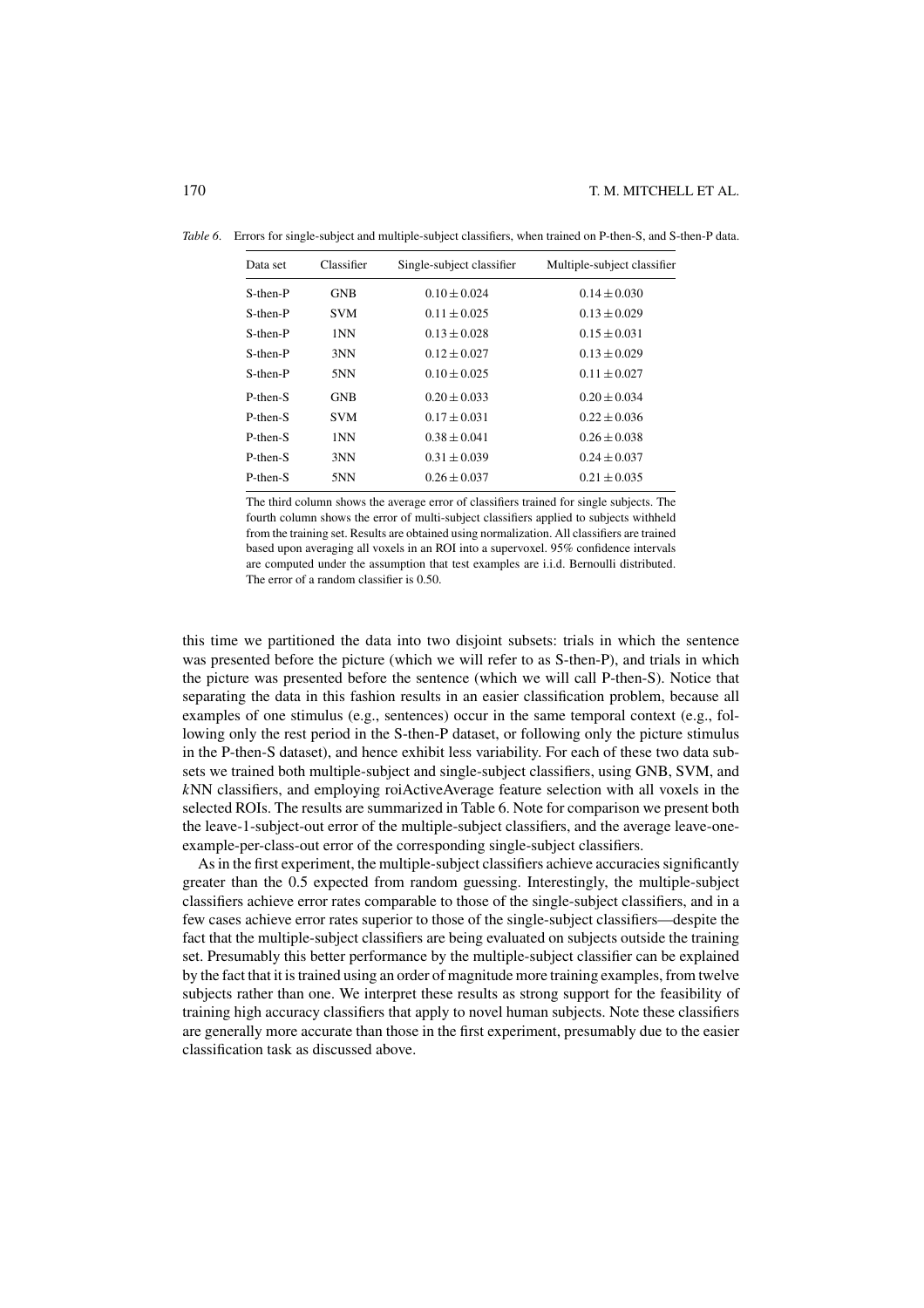*Table 6*. Errors for single-subject and multiple-subject classifiers, when trained on P-then-S, and S-then-P data.

| Data set | Classifier | Single-subject classifier | Multiple-subject classifier |
|---|---|---|---|
| S-then-P | GNB | $0.10 \pm 0.024$ | $0.14 \pm 0.030$ |
| S-then-P | SVM | $0.11 \pm 0.025$ | $0.13 \pm 0.029$ |
| S-then-P | 1NN | $0.13 \pm 0.028$ | $0.15 \pm 0.031$ |
| S-then-P | 3NN | $0.12 \pm 0.027$ | $0.13 \pm 0.029$ |
| S-then-P | 5NN | $0.10 \pm 0.025$ | $0.11 \pm 0.027$ |
| P-then-S | GNB | $0.20 \pm 0.033$ | $0.20 \pm 0.034$ |
| P-then-S | SVM | $0.17 \pm 0.031$ | $0.22 \pm 0.036$ |
| P-then-S | 1NN | $0.38 \pm 0.041$ | $0.26 \pm 0.038$ |
| P-then-S | 3NN | $0.31 \pm 0.039$ | $0.24 \pm 0.037$ |
| P-then-S | 5NN | $0.26 \pm 0.037$ | $0.21 \pm 0.035$ |

The third column shows the average error of classifiers trained for single subjects. The fourth column shows the error of multi-subject classifiers applied to subjects withheld from the training set. Results are obtained using normalization. All classifiers are trained based upon averaging all voxels in an ROI into a supervoxel. 95% confidence intervals are computed under the assumption that test examples are i.i.d. Bernoulli distributed. The error of a random classifier is 0.50.

this time we partitioned the data into two disjoint subsets: trials in which the sentence was presented before the picture (which we will refer to as S-then-P), and trials in which the picture was presented before the sentence (which we will call P-then-S). Notice that separating the data in this fashion results in an easier classification problem, because all examples of one stimulus (e.g., sentences) occur in the same temporal context (e.g., following only the rest period in the S-then-P dataset, or following only the picture stimulus in the P-then-S dataset), and hence exhibit less variability. For each of these two data subsets we trained both multiple-subject and single-subject classifiers, using GNB, SVM, and *k*NN classifiers, and employing roiActiveAverage feature selection with all voxels in the selected ROIs. The results are summarized in Table 6. Note for comparison we present both the leave-1-subject-out error of the multiple-subject classifiers, and the average leave-one-example-per-class-out error of the corresponding single-subject classifiers.

As in the first experiment, the multiple-subject classifiers achieve accuracies significantly greater than the 0.5 expected from random guessing. Interestingly, the multiple-subject classifiers achieve error rates comparable to those of the single-subject classifiers, and in a few cases achieve error rates superior to those of the single-subject classifiers—despite the fact that the multiple-subject classifiers are being evaluated on subjects outside the training set. Presumably this better performance by the multiple-subject classifier can be explained by the fact that it is trained using an order of magnitude more training examples, from twelve subjects rather than one. We interpret these results as strong support for the feasibility of training high accuracy classifiers that apply to novel human subjects. Note these classifiers are generally more accurate than those in the first experiment, presumably due to the easier classification task as discussed above.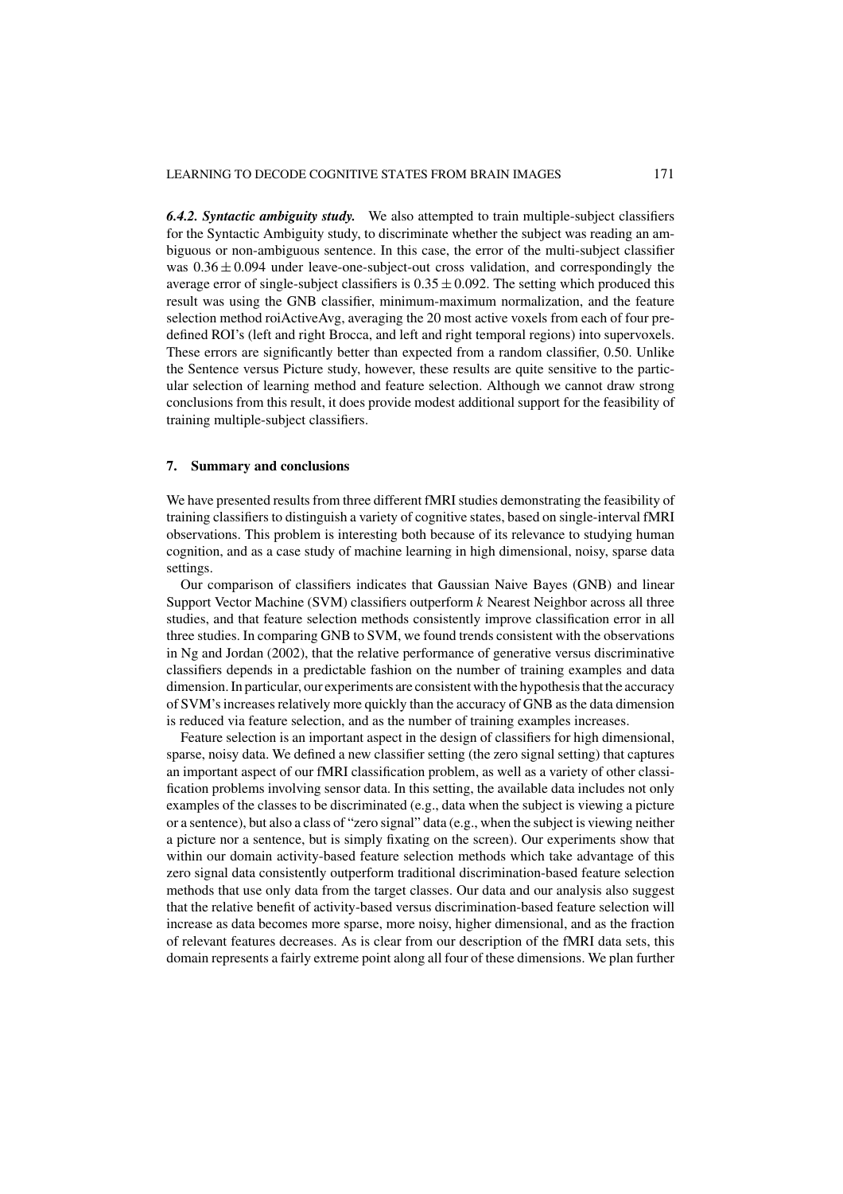***6.4.2. Syntactic ambiguity study.*** We also attempted to train multiple-subject classifiers for the Syntactic Ambiguity study, to discriminate whether the subject was reading an ambiguous or non-ambiguous sentence. In this case, the error of the multi-subject classifier was $0.36 \pm 0.094$ under leave-one-subject-out cross validation, and correspondingly the average error of single-subject classifiers is $0.35 \pm 0.092$. The setting which produced this result was using the GNB classifier, minimum-maximum normalization, and the feature selection method roiActiveAvg, averaging the 20 most active voxels from each of four predefined ROI's (left and right Brocca, and left and right temporal regions) into supervoxels. These errors are significantly better than expected from a random classifier, 0.50. Unlike the Sentence versus Picture study, however, these results are quite sensitive to the particular selection of learning method and feature selection. Although we cannot draw strong conclusions from this result, it does provide modest additional support for the feasibility of training multiple-subject classifiers.

## 7. Summary and conclusions

We have presented results from three different fMRI studies demonstrating the feasibility of training classifiers to distinguish a variety of cognitive states, based on single-interval fMRI observations. This problem is interesting both because of its relevance to studying human cognition, and as a case study of machine learning in high dimensional, noisy, sparse data settings.

Our comparison of classifiers indicates that Gaussian Naive Bayes (GNB) and linear Support Vector Machine (SVM) classifiers outperform $k$ Nearest Neighbor across all three studies, and that feature selection methods consistently improve classification error in all three studies. In comparing GNB to SVM, we found trends consistent with the observations in Ng and Jordan (2002), that the relative performance of generative versus discriminative classifiers depends in a predictable fashion on the number of training examples and data dimension. In particular, our experiments are consistent with the hypothesis that the accuracy of SVM's increases relatively more quickly than the accuracy of GNB as the data dimension is reduced via feature selection, and as the number of training examples increases.

Feature selection is an important aspect in the design of classifiers for high dimensional, sparse, noisy data. We defined a new classifier setting (the zero signal setting) that captures an important aspect of our fMRI classification problem, as well as a variety of other classification problems involving sensor data. In this setting, the available data includes not only examples of the classes to be discriminated (e.g., data when the subject is viewing a picture or a sentence), but also a class of "zero signal" data (e.g., when the subject is viewing neither a picture nor a sentence, but is simply fixating on the screen). Our experiments show that within our domain activity-based feature selection methods which take advantage of this zero signal data consistently outperform traditional discrimination-based feature selection methods that use only data from the target classes. Our data and our analysis also suggest that the relative benefit of activity-based versus discrimination-based feature selection will increase as data becomes more sparse, more noisy, higher dimensional, and as the fraction of relevant features decreases. As is clear from our description of the fMRI data sets, this domain represents a fairly extreme point along all four of these dimensions. We plan further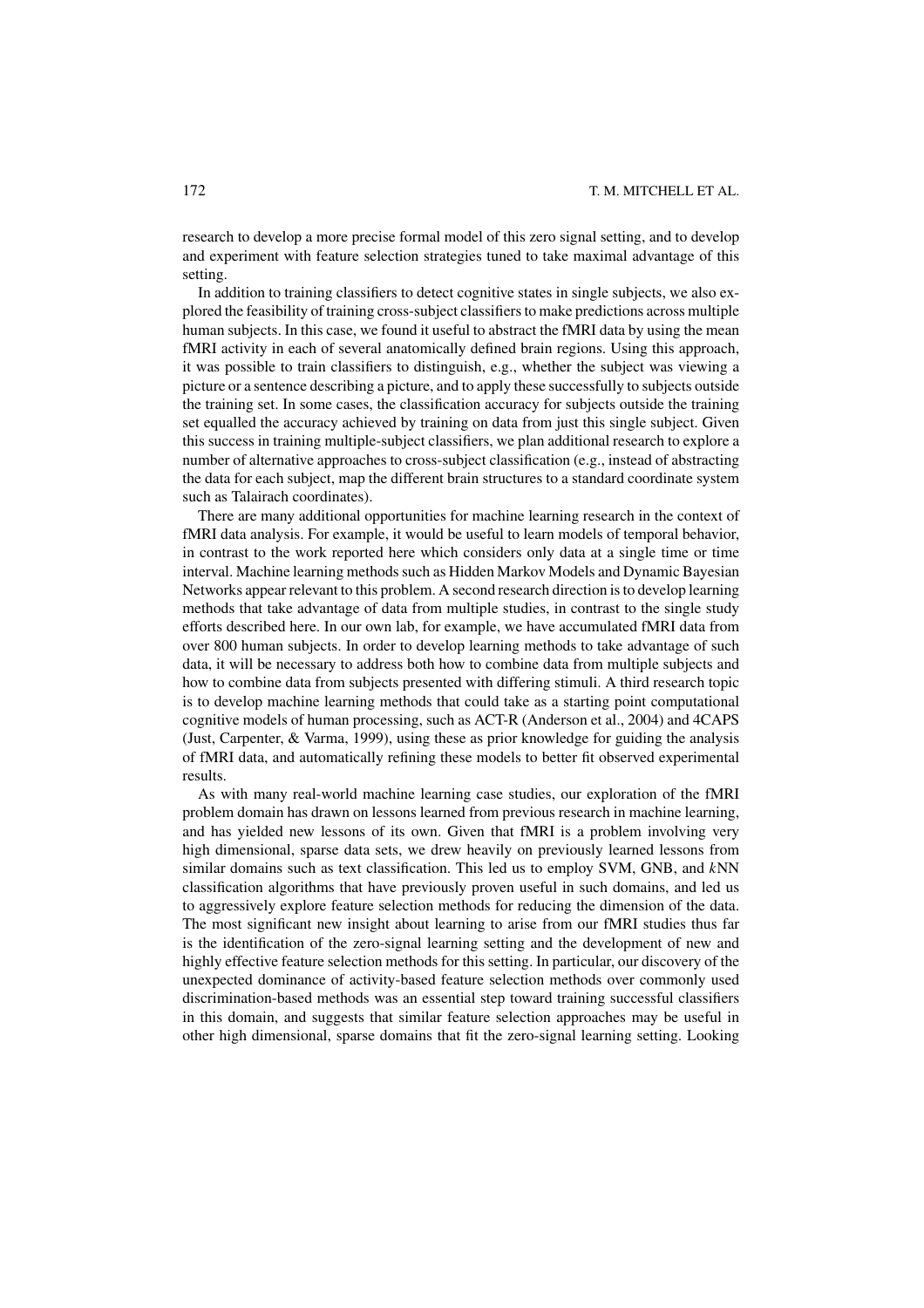research to develop a more precise formal model of this zero signal setting, and to develop and experiment with feature selection strategies tuned to take maximal advantage of this setting.

In addition to training classifiers to detect cognitive states in single subjects, we also explored the feasibility of training cross-subject classifiers to make predictions across multiple human subjects. In this case, we found it useful to abstract the fMRI data by using the mean fMRI activity in each of several anatomically defined brain regions. Using this approach, it was possible to train classifiers to distinguish, e.g., whether the subject was viewing a picture or a sentence describing a picture, and to apply these successfully to subjects outside the training set. In some cases, the classification accuracy for subjects outside the training set equalled the accuracy achieved by training on data from just this single subject. Given this success in training multiple-subject classifiers, we plan additional research to explore a number of alternative approaches to cross-subject classification (e.g., instead of abstracting the data for each subject, map the different brain structures to a standard coordinate system such as Talairach coordinates).

There are many additional opportunities for machine learning research in the context of fMRI data analysis. For example, it would be useful to learn models of temporal behavior, in contrast to the work reported here which considers only data at a single time or time interval. Machine learning methods such as Hidden Markov Models and Dynamic Bayesian Networks appear relevant to this problem. A second research direction is to develop learning methods that take advantage of data from multiple studies, in contrast to the single study efforts described here. In our own lab, for example, we have accumulated fMRI data from over 800 human subjects. In order to develop learning methods to take advantage of such data, it will be necessary to address both how to combine data from multiple subjects and how to combine data from subjects presented with differing stimuli. A third research topic is to develop machine learning methods that could take as a starting point computational cognitive models of human processing, such as ACT-R (Anderson et al., 2004) and 4CAPS (Just, Carpenter, & Varma, 1999), using these as prior knowledge for guiding the analysis of fMRI data, and automatically refining these models to better fit observed experimental results.

As with many real-world machine learning case studies, our exploration of the fMRI problem domain has drawn on lessons learned from previous research in machine learning, and has yielded new lessons of its own. Given that fMRI is a problem involving very high dimensional, sparse data sets, we drew heavily on previously learned lessons from similar domains such as text classification. This led us to employ SVM, GNB, and *k*NN classification algorithms that have previously proven useful in such domains, and led us to aggressively explore feature selection methods for reducing the dimension of the data. The most significant new insight about learning to arise from our fMRI studies thus far is the identification of the zero-signal learning setting and the development of new and highly effective feature selection methods for this setting. In particular, our discovery of the unexpected dominance of activity-based feature selection methods over commonly used discrimination-based methods was an essential step toward training successful classifiers in this domain, and suggests that similar feature selection approaches may be useful in other high dimensional, sparse domains that fit the zero-signal learning setting. Looking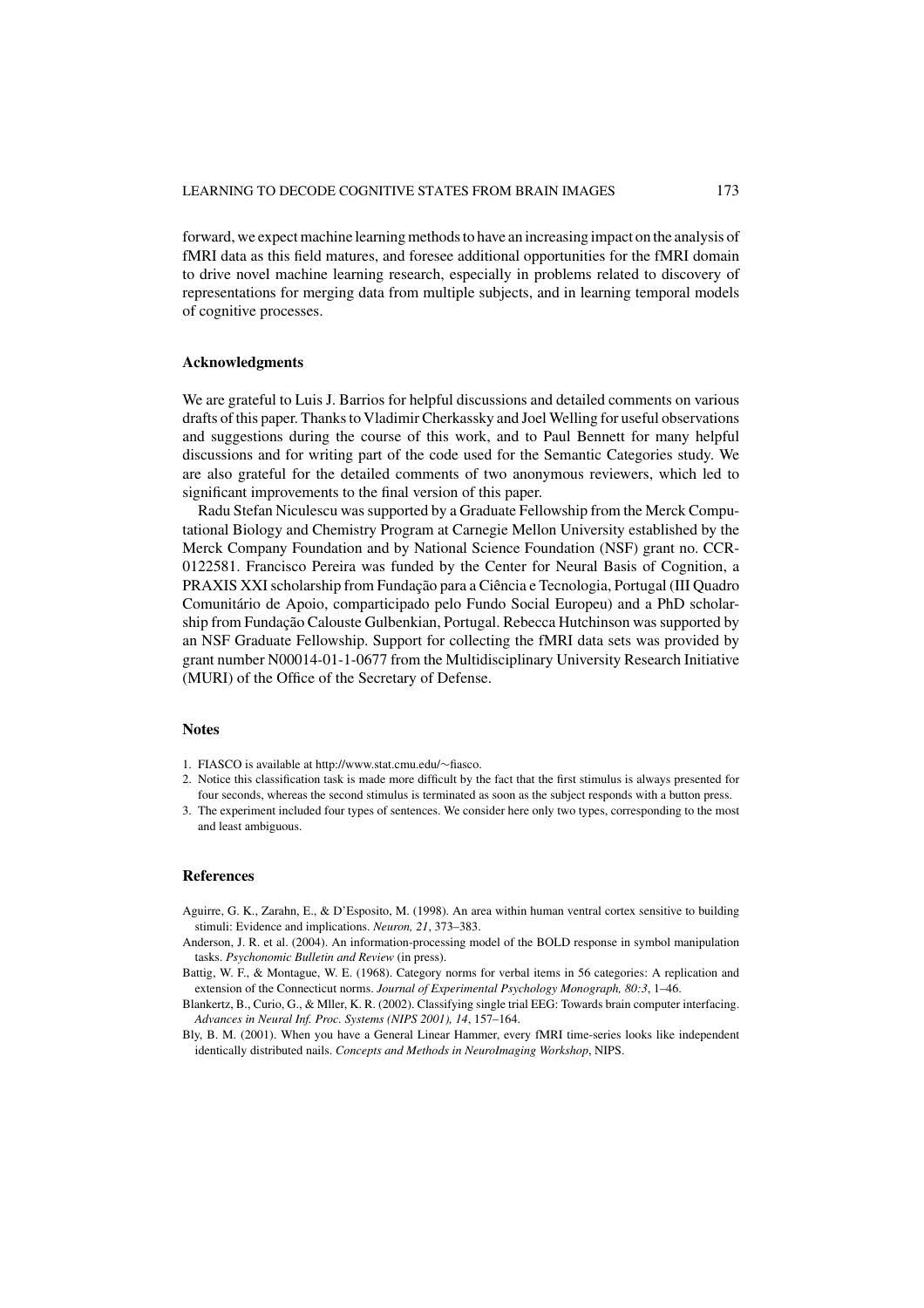forward, we expect machine learning methods to have an increasing impact on the analysis of fMRI data as this field matures, and foresee additional opportunities for the fMRI domain to drive novel machine learning research, especially in problems related to discovery of representations for merging data from multiple subjects, and in learning temporal models of cognitive processes.

## Acknowledgments

We are grateful to Luis J. Barrios for helpful discussions and detailed comments on various drafts of this paper. Thanks to Vladimir Cherkassky and Joel Welling for useful observations and suggestions during the course of this work, and to Paul Bennett for many helpful discussions and for writing part of the code used for the Semantic Categories study. We are also grateful for the detailed comments of two anonymous reviewers, which led to significant improvements to the final version of this paper.

Radu Stefan Niculescu was supported by a Graduate Fellowship from the Merck Computational Biology and Chemistry Program at Carnegie Mellon University established by the Merck Company Foundation and by National Science Foundation (NSF) grant no. CCR-0122581. Francisco Pereira was funded by the Center for Neural Basis of Cognition, a PRAXIS XXI scholarship from Fundação para a Ciência e Tecnologia, Portugal (III Quadro Comunitário de Apoio, comparticipado pelo Fundo Social Europeu) and a PhD scholarship from Fundação Calouste Gulbenkian, Portugal. Rebecca Hutchinson was supported by an NSF Graduate Fellowship. Support for collecting the fMRI data sets was provided by grant number N00014-01-1-0677 from the Multidisciplinary University Research Initiative (MURI) of the Office of the Secretary of Defense.

## Notes

1. FIASCO is available at http://www.stat.cmu.edu/∼fiasco.
2. Notice this classification task is made more difficult by the fact that the first stimulus is always presented for four seconds, whereas the second stimulus is terminated as soon as the subject responds with a button press.
3. The experiment included four types of sentences. We consider here only two types, corresponding to the most and least ambiguous.

## References

Aguirre, G. K., Zarahn, E., & D'Esposito, M. (1998). An area within human ventral cortex sensitive to building stimuli: Evidence and implications. *Neuron, 21*, 373–383.

Anderson, J. R. et al. (2004). An information-processing model of the BOLD response in symbol manipulation tasks. *Psychonomic Bulletin and Review* (in press).

Battig, W. F., & Montague, W. E. (1968). Category norms for verbal items in 56 categories: A replication and extension of the Connecticut norms. *Journal of Experimental Psychology Monograph, 80:3*, 1–46.

Blankertz, B., Curio, G., & Mller, K. R. (2002). Classifying single trial EEG: Towards brain computer interfacing. *Advances in Neural Inf. Proc. Systems (NIPS 2001), 14*, 157–164.

Bly, B. M. (2001). When you have a General Linear Hammer, every fMRI time-series looks like independent identically distributed nails. *Concepts and Methods in NeuroImaging Workshop*, NIPS.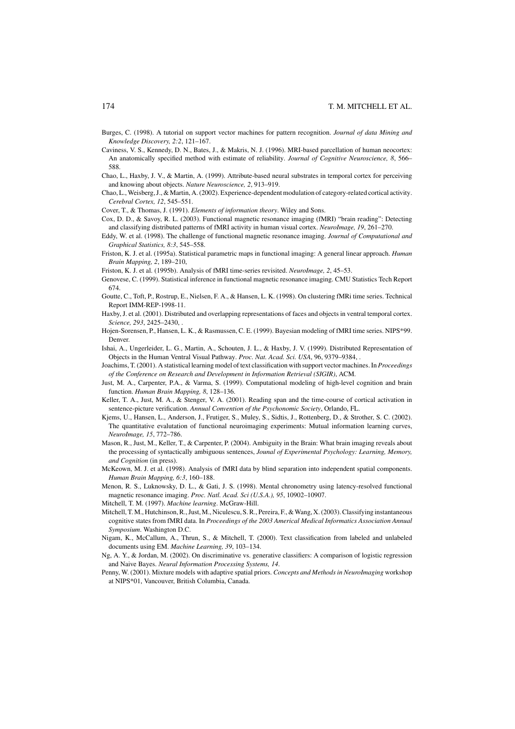Burges, C. (1998). A tutorial on support vector machines for pattern recognition. *Journal of data Mining and Knowledge Discovery, 2:2*, 121–167.

Caviness, V. S., Kennedy, D. N., Bates, J., & Makris, N. J. (1996). MRI-based parcellation of human neocortex: An anatomically specified method with estimate of reliability. *Journal of Cognitive Neuroscience, 8*, 566–588.

Chao, L., Haxby, J. V., & Martin, A. (1999). Attribute-based neural substrates in temporal cortex for perceiving and knowing about objects. *Nature Neuroscience, 2*, 913–919.

Chao, L., Weisberg, J., & Martin, A. (2002). Experience-dependent modulation of category-related cortical activity. *Cerebral Cortex, 12*, 545–551.

Cover, T., & Thomas, J. (1991). *Elements of information theory*. Wiley and Sons.

Cox, D. D., & Savoy, R. L. (2003). Functional magnetic resonance imaging (fMRI) "brain reading": Detecting and classifying distributed patterns of fMRI activity in human visual cortex. *NeuroImage, 19*, 261–270.

Eddy, W. et al. (1998). The challenge of functional magnetic resonance imaging. *Journal of Computational and Graphical Statistics, 8:3*, 545–558.

Friston, K. J. et al. (1995a). Statistical parametric maps in functional imaging: A general linear approach. *Human Brain Mapping, 2*, 189–210,

Friston, K. J. et al. (1995b). Analysis of fMRI time-series revisited. *NeuroImage, 2*, 45–53.

Genovese, C. (1999). Statistical inference in functional magnetic resonance imaging. CMU Statistics Tech Report 674.

Goutte, C., Toft, P., Rostrup, E., Nielsen, F. A., & Hansen, L. K. (1998). On clustering fMRi time series. Technical Report IMM-REP-1998-11.

Haxby, J. et al. (2001). Distributed and overlapping representations of faces and objects in ventral temporal cortex. *Science, 293*, 2425–2430, .

Hojen-Sorensen, P., Hansen, L. K., & Rasmussen, C. E. (1999). Bayesian modeling of fMRI time series. NIPS*99. Denver.

Ishai, A., Ungerleider, L. G., Martin, A., Schouten, J. L., & Haxby, J. V. (1999). Distributed Representation of Objects in the Human Ventral Visual Pathway. *Proc. Nat. Acad. Sci. USA*, 96, 9379–9384, .

Joachims, T. (2001). A statistical learning model of text classification with support vector machines. In *Proceedings of the Conference on Research and Development in Information Retrieval (SIGIR)*, ACM.

Just, M. A., Carpenter, P.A., & Varma, S. (1999). Computational modeling of high-level cognition and brain function. *Human Brain Mapping, 8*, 128–136.

Keller, T. A., Just, M. A., & Stenger, V. A. (2001). Reading span and the time-course of cortical activation in sentence-picture verification. *Annual Convention of the Psychonomic Society*, Orlando, FL.

Kjems, U., Hansen, L., Anderson, J., Frutiger, S., Muley, S., Sidtis, J., Rottenberg, D., & Strother, S. C. (2002). The quantitative evalutation of functional neuroimaging experiments: Mutual information learning curves, *NeuroImage, 15*, 772–786.

Mason, R., Just, M., Keller, T., & Carpenter, P. (2004). Ambiguity in the Brain: What brain imaging reveals about the processing of syntactically ambiguous sentences, *Jounal of Experimental Psychology: Learning, Memory, and Cognition* (in press).

McKeown, M. J. et al. (1998). Analysis of fMRI data by blind separation into independent spatial components. *Human Brain Mapping, 6:3*, 160–188.

Menon, R. S., Luknowsky, D. L., & Gati, J. S. (1998). Mental chronometry using latency-resolved functional magnetic resonance imaging. *Proc. Natl. Acad. Sci (U.S.A.), 95*, 10902–10907.

Mitchell, T. M. (1997). *Machine learning*. McGraw-Hill.

Mitchell, T. M., Hutchinson, R., Just, M., Niculescu, S. R., Pereira, F., & Wang, X. (2003). Classifying instantaneous cognitive states from fMRI data. In *Proceedings of the 2003 Americal Medical Informatics Association Annual Symposium*. Washington D.C.

Nigam, K., McCallum, A., Thrun, S., & Mitchell, T. (2000). Text classification from labeled and unlabeled documents using EM. *Machine Learning, 39*, 103–134.

Ng, A. Y., & Jordan, M. (2002). On discriminative vs. generative classifiers: A comparison of logistic regression and Naive Bayes. *Neural Information Processing Systems, 14*.

Penny, W. (2001). Mixture models with adaptive spatial priors. *Concepts and Methods in NeuroImaging* workshop at NIPS*01, Vancouver, British Columbia, Canada.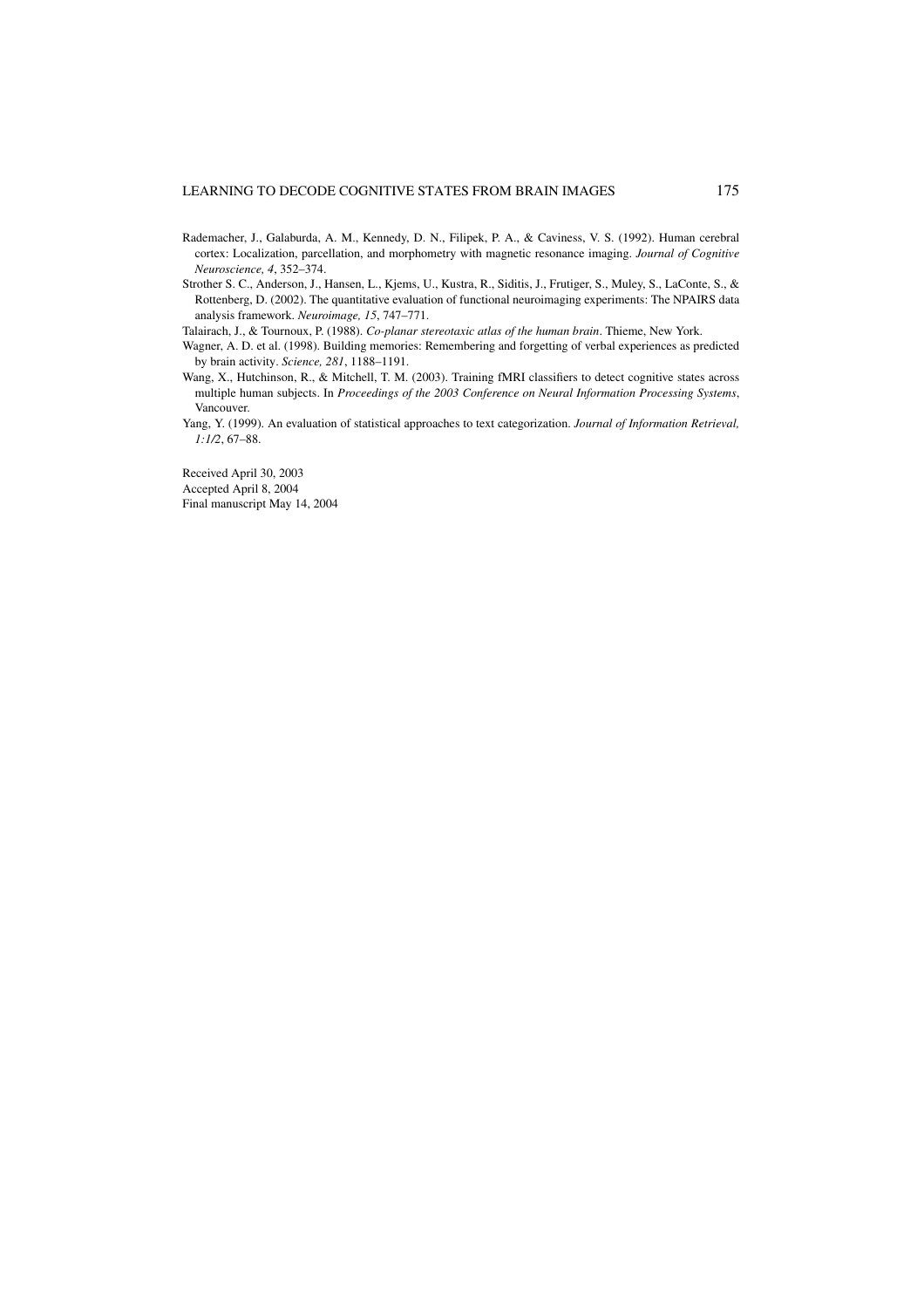Rademacher, J., Galaburda, A. M., Kennedy, D. N., Filipek, P. A., & Caviness, V. S. (1992). Human cerebral cortex: Localization, parcellation, and morphometry with magnetic resonance imaging. *Journal of Cognitive Neuroscience, 4*, 352–374.

Strother S. C., Anderson, J., Hansen, L., Kjems, U., Kustra, R., Siditis, J., Frutiger, S., Muley, S., LaConte, S., & Rottenberg, D. (2002). The quantitative evaluation of functional neuroimaging experiments: The NPAIRS data analysis framework. *Neuroimage, 15*, 747–771.

Talairach, J., & Tournoux, P. (1988). *Co-planar stereotaxic atlas of the human brain*. Thieme, New York.

Wagner, A. D. et al. (1998). Building memories: Remembering and forgetting of verbal experiences as predicted by brain activity. *Science, 281*, 1188–1191.

Wang, X., Hutchinson, R., & Mitchell, T. M. (2003). Training fMRI classifiers to detect cognitive states across multiple human subjects. In *Proceedings of the 2003 Conference on Neural Information Processing Systems*, Vancouver.

Yang, Y. (1999). An evaluation of statistical approaches to text categorization. *Journal of Information Retrieval, 1:1/2*, 67–88.

Received April 30, 2003
Accepted April 8, 2004
Final manuscript May 14, 2004